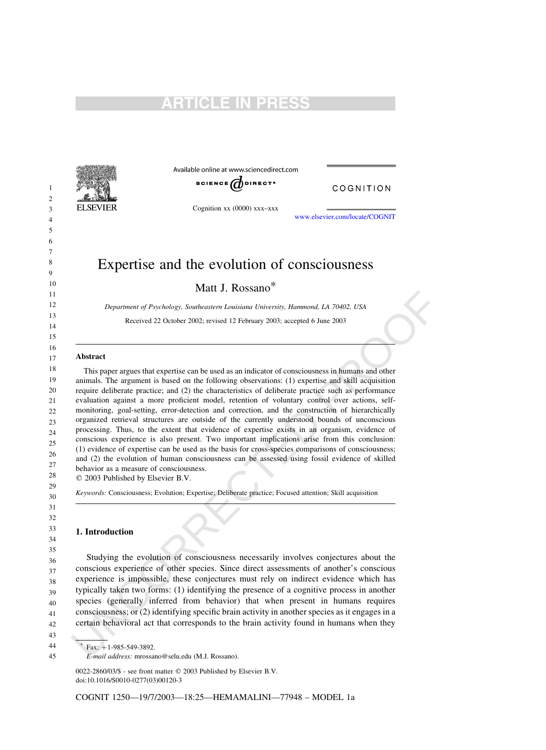# Expertise and the evolution of consciousness

Matt J. Rossano*

*Department of Psychology, Southeastern Louisiana University, Hammond, LA 70402, USA*

Received 22 October 2002; revised 12 February 2003; accepted 6 June 2003

## Abstract

This paper argues that expertise can be used as an indicator of consciousness in humans and other animals. The argument is based on the following observations: (1) expertise and skill acquisition require deliberate practice; and (2) the characteristics of deliberate practice such as performance evaluation against a more proficient model, retention of voluntary control over actions, self-monitoring, goal-setting, error-detection and correction, and the construction of hierarchically organized retrieval structures are outside of the currently understood bounds of unconscious processing. Thus, to the extent that evidence of expertise exists in an organism, evidence of conscious experience is also present. Two important implications arise from this conclusion: (1) evidence of expertise can be used as the basis for cross-species comparisons of consciousness; and (2) the evolution of human consciousness can be assessed using fossil evidence of skilled behavior as a measure of consciousness.

© 2003 Published by Elsevier B.V.

*Keywords:* Consciousness; Evolution; Expertise; Deliberate practice; Focused attention; Skill acquisition

## 1. Introduction

Studying the evolution of consciousness necessarily involves conjectures about the conscious experience of other species. Since direct assessments of another's conscious experience is impossible, these conjectures must rely on indirect evidence which has typically taken two forms: (1) identifying the presence of a cognitive process in another species (generally inferred from behavior) that when present in humans requires consciousness; or (2) identifying specific brain activity in another species as it engages in a certain behavioral act that corresponds to the brain activity found in humans when they

* Fax: +1-985-549-3892.
*E-mail address:* mrossano@selu.edu (M.J. Rossano).

0022-2860/03/$ - see front matter © 2003 Published by Elsevier B.V.
doi:10.1016/S0010-0277(03)00120-3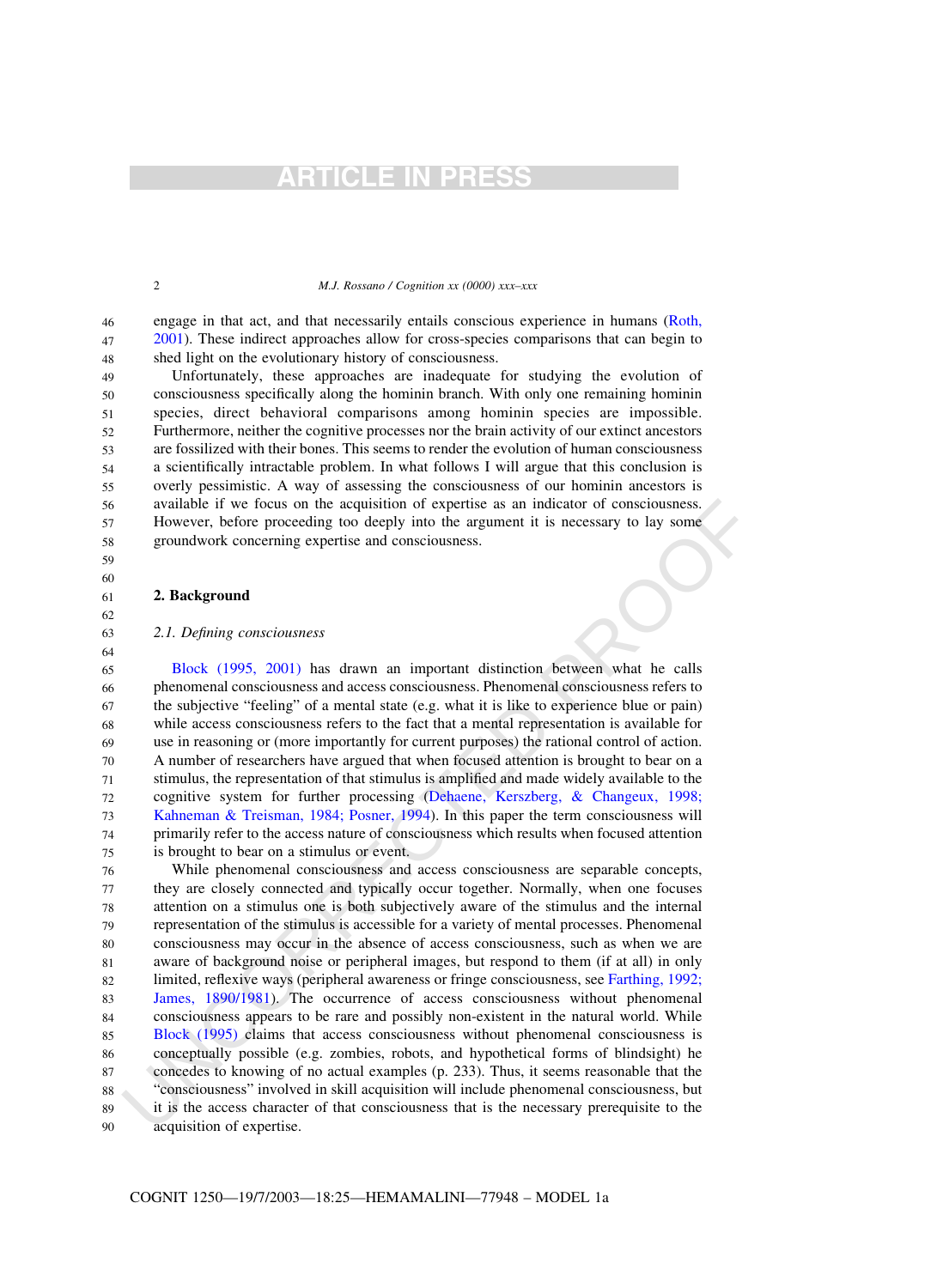engage in that act, and that necessarily entails conscious experience in humans (Roth, 2001). These indirect approaches allow for cross-species comparisons that can begin to shed light on the evolutionary history of consciousness.

Unfortunately, these approaches are inadequate for studying the evolution of consciousness specifically along the hominin branch. With only one remaining hominin species, direct behavioral comparisons among hominin species are impossible. Furthermore, neither the cognitive processes nor the brain activity of our extinct ancestors are fossilized with their bones. This seems to render the evolution of human consciousness a scientifically intractable problem. In what follows I will argue that this conclusion is overly pessimistic. A way of assessing the consciousness of our hominin ancestors is available if we focus on the acquisition of expertise as an indicator of consciousness. However, before proceeding too deeply into the argument it is necessary to lay some groundwork concerning expertise and consciousness.

## 2. Background

### 2.1. Defining consciousness

Block (1995, 2001) has drawn an important distinction between what he calls phenomenal consciousness and access consciousness. Phenomenal consciousness refers to the subjective "feeling" of a mental state (e.g. what it is like to experience blue or pain) while access consciousness refers to the fact that a mental representation is available for use in reasoning or (more importantly for current purposes) the rational control of action. A number of researchers have argued that when focused attention is brought to bear on a stimulus, the representation of that stimulus is amplified and made widely available to the cognitive system for further processing (Dehaene, Kerszberg, & Changeux, 1998; Kahneman & Treisman, 1984; Posner, 1994). In this paper the term consciousness will primarily refer to the access nature of consciousness which results when focused attention is brought to bear on a stimulus or event.

While phenomenal consciousness and access consciousness are separable concepts, they are closely connected and typically occur together. Normally, when one focuses attention on a stimulus one is both subjectively aware of the stimulus and the internal representation of the stimulus is accessible for a variety of mental processes. Phenomenal consciousness may occur in the absence of access consciousness, such as when we are aware of background noise or peripheral images, but respond to them (if at all) in only limited, reflexive ways (peripheral awareness or fringe consciousness, see Farthing, 1992; James, 1890/1981). The occurrence of access consciousness without phenomenal consciousness appears to be rare and possibly non-existent in the natural world. While Block (1995) claims that access consciousness without phenomenal consciousness is conceptually possible (e.g. zombies, robots, and hypothetical forms of blindsight) he concedes to knowing of no actual examples (p. 233). Thus, it seems reasonable that the "consciousness" involved in skill acquisition will include phenomenal consciousness, but it is the access character of that consciousness that is the necessary prerequisite to the acquisition of expertise.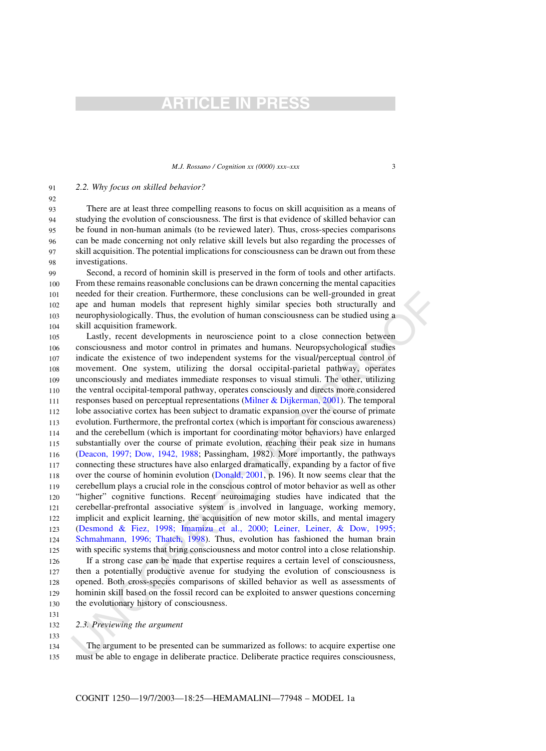### 2.2. Why focus on skilled behavior?

There are at least three compelling reasons to focus on skill acquisition as a means of studying the evolution of consciousness. The first is that evidence of skilled behavior can be found in non-human animals (to be reviewed later). Thus, cross-species comparisons can be made concerning not only relative skill levels but also regarding the processes of skill acquisition. The potential implications for consciousness can be drawn out from these investigations.

Second, a record of hominin skill is preserved in the form of tools and other artifacts. From these remains reasonable conclusions can be drawn concerning the mental capacities needed for their creation. Furthermore, these conclusions can be well-grounded in great ape and human models that represent highly similar species both structurally and neurophysiologically. Thus, the evolution of human consciousness can be studied using a skill acquisition framework.

Lastly, recent developments in neuroscience point to a close connection between consciousness and motor control in primates and humans. Neuropsychological studies indicate the existence of two independent systems for the visual/perceptual control of movement. One system, utilizing the dorsal occipital-parietal pathway, operates unconsciously and mediates immediate responses to visual stimuli. The other, utilizing the ventral occipital-temporal pathway, operates consciously and directs more considered responses based on perceptual representations (Milner & Dijkerman, 2001). The temporal lobe associative cortex has been subject to dramatic expansion over the course of primate evolution. Furthermore, the prefrontal cortex (which is important for conscious awareness) and the cerebellum (which is important for coordinating motor behaviors) have enlarged substantially over the course of primate evolution, reaching their peak size in humans (Deacon, 1997; Dow, 1942, 1988; Passingham, 1982). More importantly, the pathways connecting these structures have also enlarged dramatically, expanding by a factor of five over the course of hominin evolution (Donald, 2001, p. 196). It now seems clear that the cerebellum plays a crucial role in the conscious control of motor behavior as well as other "higher" cognitive functions. Recent neuroimaging studies have indicated that the cerebellar-prefrontal associative system is involved in language, working memory, implicit and explicit learning, the acquisition of new motor skills, and mental imagery (Desmond & Fiez, 1998; Imamizu et al., 2000; Leiner, Leiner, & Dow, 1995; Schmahmann, 1996; Thatch, 1998). Thus, evolution has fashioned the human brain with specific systems that bring consciousness and motor control into a close relationship.

If a strong case can be made that expertise requires a certain level of consciousness, then a potentially productive avenue for studying the evolution of consciousness is opened. Both cross-species comparisons of skilled behavior as well as assessments of hominin skill based on the fossil record can be exploited to answer questions concerning the evolutionary history of consciousness.

### 2.3. Previewing the argument

The argument to be presented can be summarized as follows: to acquire expertise one must be able to engage in deliberate practice. Deliberate practice requires consciousness,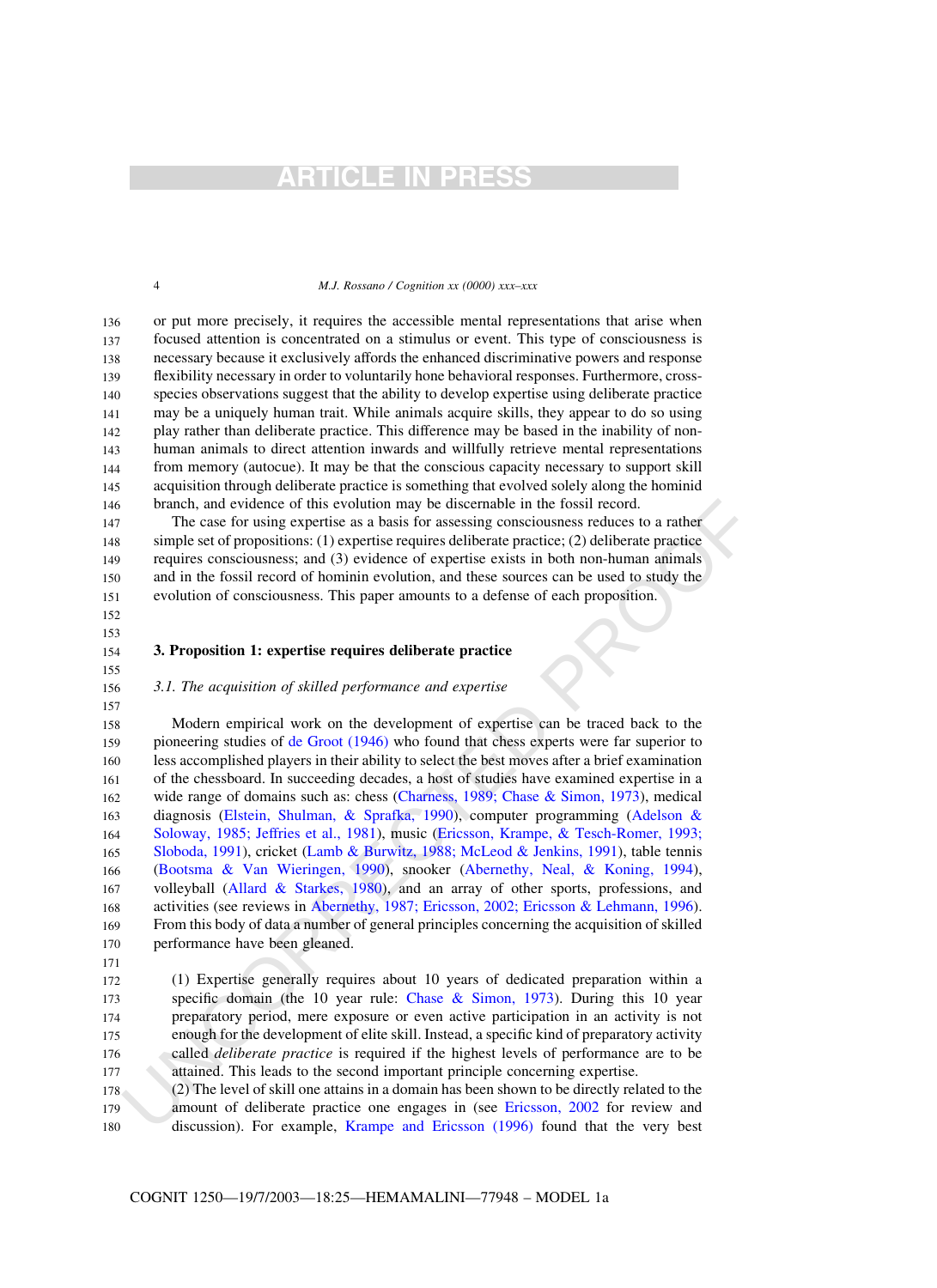or put more precisely, it requires the accessible mental representations that arise when focused attention is concentrated on a stimulus or event. This type of consciousness is necessary because it exclusively affords the enhanced discriminative powers and response flexibility necessary in order to voluntarily hone behavioral responses. Furthermore, cross-species observations suggest that the ability to develop expertise using deliberate practice may be a uniquely human trait. While animals acquire skills, they appear to do so using play rather than deliberate practice. This difference may be based in the inability of non-human animals to direct attention inwards and willfully retrieve mental representations from memory (autocue). It may be that the conscious capacity necessary to support skill acquisition through deliberate practice is something that evolved solely along the hominid branch, and evidence of this evolution may be discernable in the fossil record.

The case for using expertise as a basis for assessing consciousness reduces to a rather simple set of propositions: (1) expertise requires deliberate practice; (2) deliberate practice requires consciousness; and (3) evidence of expertise exists in both non-human animals and in the fossil record of hominin evolution, and these sources can be used to study the evolution of consciousness. This paper amounts to a defense of each proposition.

## 3. Proposition 1: expertise requires deliberate practice

### *3.1. The acquisition of skilled performance and expertise*

Modern empirical work on the development of expertise can be traced back to the pioneering studies of de Groot (1946) who found that chess experts were far superior to less accomplished players in their ability to select the best moves after a brief examination of the chessboard. In succeeding decades, a host of studies have examined expertise in a wide range of domains such as: chess (Charness, 1989; Chase & Simon, 1973), medical diagnosis (Elstein, Shulman, & Sprafka, 1990), computer programming (Adelson & Soloway, 1985; Jeffries et al., 1981), music (Ericsson, Krampe, & Tesch-Romer, 1993; Sloboda, 1991), cricket (Lamb & Burwitz, 1988; McLeod & Jenkins, 1991), table tennis (Bootsma & Van Wieringen, 1990), snooker (Abernethy, Neal, & Koning, 1994), volleyball (Allard & Starkes, 1980), and an array of other sports, professions, and activities (see reviews in Abernethy, 1987; Ericsson, 2002; Ericsson & Lehmann, 1996). From this body of data a number of general principles concerning the acquisition of skilled performance have been gleaned.

(1) Expertise generally requires about 10 years of dedicated preparation within a specific domain (the 10 year rule: Chase & Simon, 1973). During this 10 year preparatory period, mere exposure or even active participation in an activity is not enough for the development of elite skill. Instead, a specific kind of preparatory activity called *deliberate practice* is required if the highest levels of performance are to be attained. This leads to the second important principle concerning expertise.

(2) The level of skill one attains in a domain has been shown to be directly related to the amount of deliberate practice one engages in (see Ericsson, 2002 for review and discussion). For example, Krampe and Ericsson (1996) found that the very best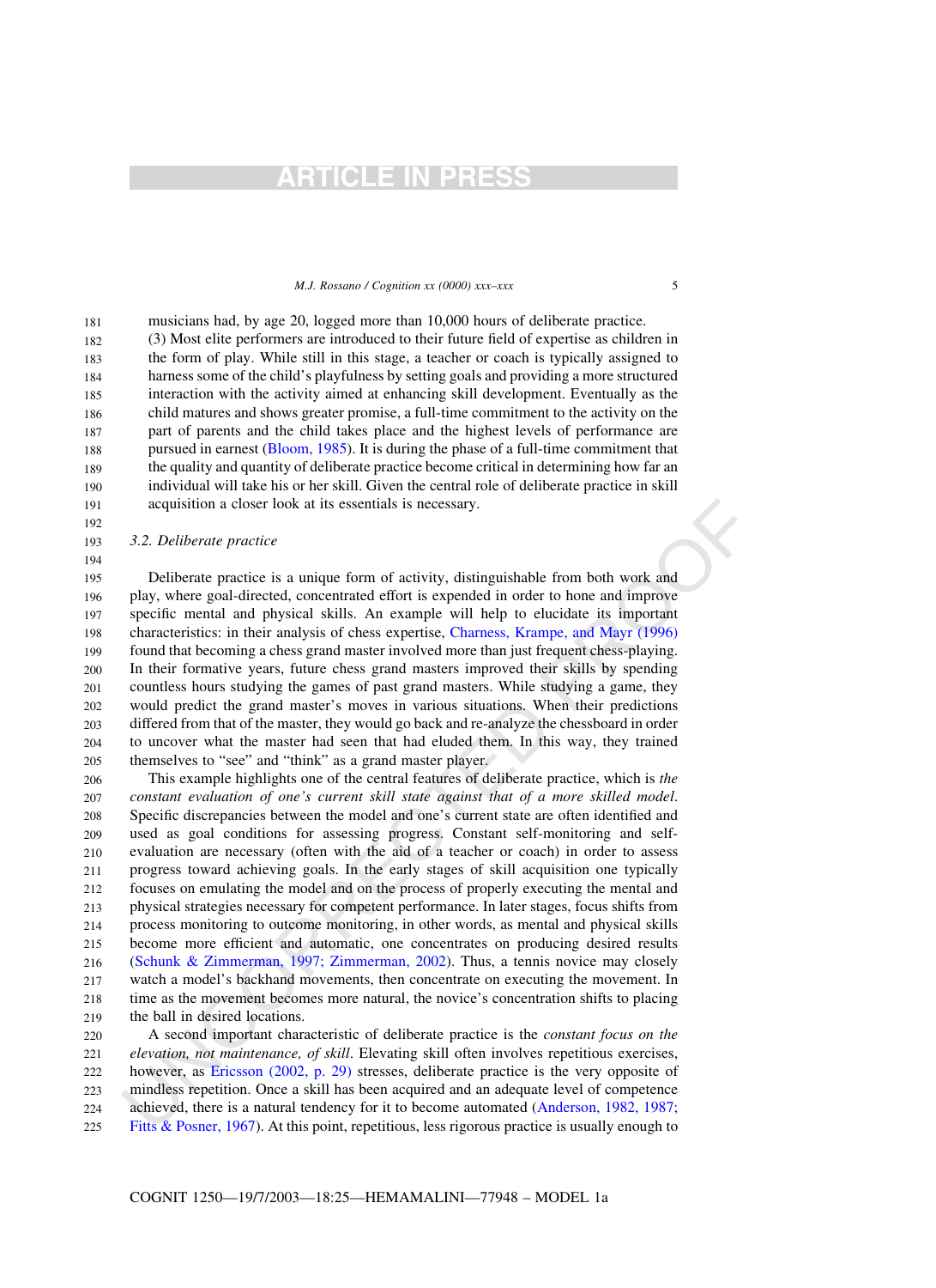musicians had, by age 20, logged more than 10,000 hours of deliberate practice.

(3) Most elite performers are introduced to their future field of expertise as children in the form of play. While still in this stage, a teacher or coach is typically assigned to harness some of the child's playfulness by setting goals and providing a more structured interaction with the activity aimed at enhancing skill development. Eventually as the child matures and shows greater promise, a full-time commitment to the activity on the part of parents and the child takes place and the highest levels of performance are pursued in earnest (Bloom, 1985). It is during the phase of a full-time commitment that the quality and quantity of deliberate practice become critical in determining how far an individual will take his or her skill. Given the central role of deliberate practice in skill acquisition a closer look at its essentials is necessary.

### 3.2. Deliberate practice

Deliberate practice is a unique form of activity, distinguishable from both work and play, where goal-directed, concentrated effort is expended in order to hone and improve specific mental and physical skills. An example will help to elucidate its important characteristics: in their analysis of chess expertise, Charness, Krampe, and Mayr (1996) found that becoming a chess grand master involved more than just frequent chess-playing. In their formative years, future chess grand masters improved their skills by spending countless hours studying the games of past grand masters. While studying a game, they would predict the grand master's moves in various situations. When their predictions differed from that of the master, they would go back and re-analyze the chessboard in order to uncover what the master had seen that had eluded them. In this way, they trained themselves to "see" and "think" as a grand master player.

This example highlights one of the central features of deliberate practice, which is *the constant evaluation of one's current skill state against that of a more skilled model*. Specific discrepancies between the model and one's current state are often identified and used as goal conditions for assessing progress. Constant self-monitoring and self-evaluation are necessary (often with the aid of a teacher or coach) in order to assess progress toward achieving goals. In the early stages of skill acquisition one typically focuses on emulating the model and on the process of properly executing the mental and physical strategies necessary for competent performance. In later stages, focus shifts from process monitoring to outcome monitoring, in other words, as mental and physical skills become more efficient and automatic, one concentrates on producing desired results (Schunk & Zimmerman, 1997; Zimmerman, 2002). Thus, a tennis novice may closely watch a model's backhand movements, then concentrate on executing the movement. In time as the movement becomes more natural, the novice's concentration shifts to placing the ball in desired locations.

A second important characteristic of deliberate practice is the *constant focus on the elevation, not maintenance, of skill*. Elevating skill often involves repetitious exercises, however, as Ericsson (2002, p. 29) stresses, deliberate practice is the very opposite of mindless repetition. Once a skill has been acquired and an adequate level of competence achieved, there is a natural tendency for it to become automated (Anderson, 1982, 1987; Fitts & Posner, 1967). At this point, repetitious, less rigorous practice is usually enough to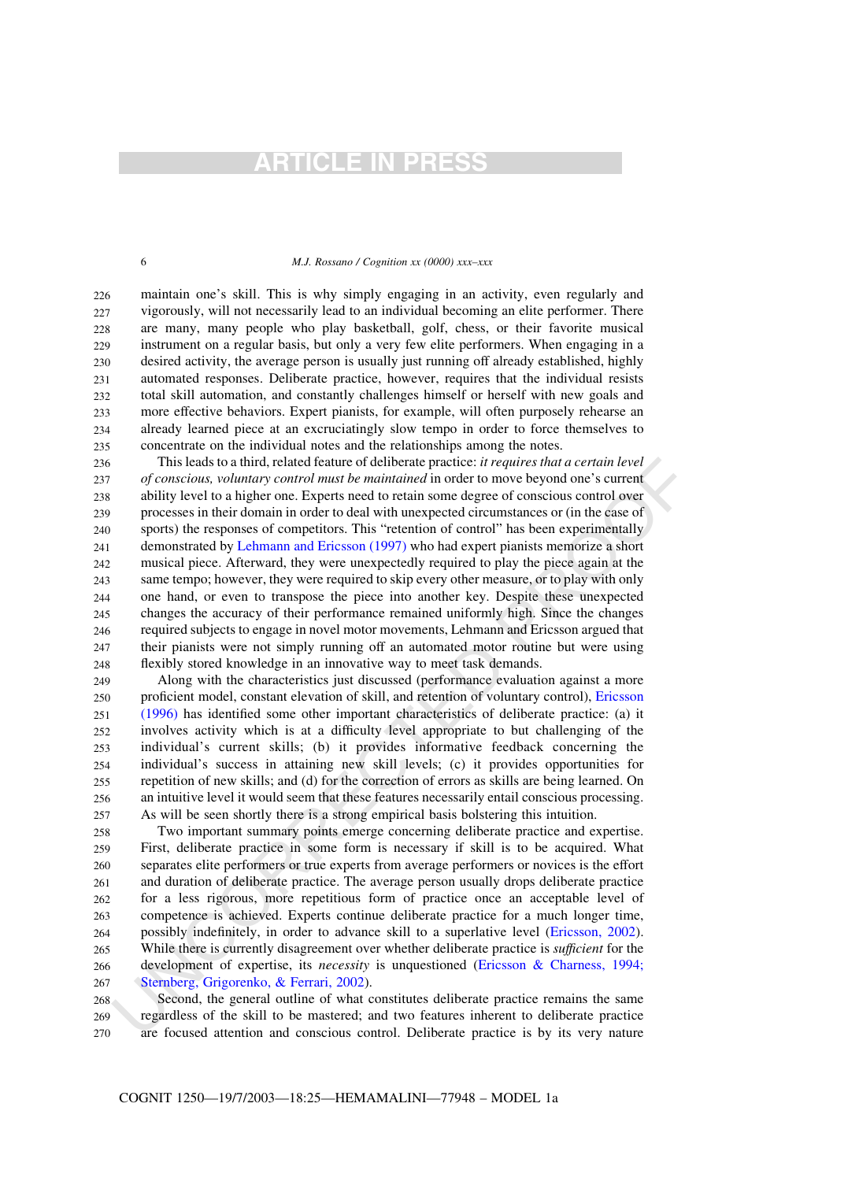maintain one's skill. This is why simply engaging in an activity, even regularly and vigorously, will not necessarily lead to an individual becoming an elite performer. There are many, many people who play basketball, golf, chess, or their favorite musical instrument on a regular basis, but only a very few elite performers. When engaging in a desired activity, the average person is usually just running off already established, highly automated responses. Deliberate practice, however, requires that the individual resists total skill automation, and constantly challenges himself or herself with new goals and more effective behaviors. Expert pianists, for example, will often purposely rehearse an already learned piece at an excruciatingly slow tempo in order to force themselves to concentrate on the individual notes and the relationships among the notes.

This leads to a third, related feature of deliberate practice: *it requires that a certain level of conscious, voluntary control must be maintained* in order to move beyond one's current ability level to a higher one. Experts need to retain some degree of conscious control over processes in their domain in order to deal with unexpected circumstances or (in the case of sports) the responses of competitors. This "retention of control" has been experimentally demonstrated by Lehmann and Ericsson (1997) who had expert pianists memorize a short musical piece. Afterward, they were unexpectedly required to play the piece again at the same tempo; however, they were required to skip every other measure, or to play with only one hand, or even to transpose the piece into another key. Despite these unexpected changes the accuracy of their performance remained uniformly high. Since the changes required subjects to engage in novel motor movements, Lehmann and Ericsson argued that their pianists were not simply running off an automated motor routine but were using flexibly stored knowledge in an innovative way to meet task demands.

Along with the characteristics just discussed (performance evaluation against a more proficient model, constant elevation of skill, and retention of voluntary control), Ericsson (1996) has identified some other important characteristics of deliberate practice: (a) it involves activity which is at a difficulty level appropriate to but challenging of the individual's current skills; (b) it provides informative feedback concerning the individual's success in attaining new skill levels; (c) it provides opportunities for repetition of new skills; and (d) for the correction of errors as skills are being learned. On an intuitive level it would seem that these features necessarily entail conscious processing. As will be seen shortly there is a strong empirical basis bolstering this intuition.

Two important summary points emerge concerning deliberate practice and expertise. First, deliberate practice in some form is necessary if skill is to be acquired. What separates elite performers or true experts from average performers or novices is the effort and duration of deliberate practice. The average person usually drops deliberate practice for a less rigorous, more repetitious form of practice once an acceptable level of competence is achieved. Experts continue deliberate practice for a much longer time, possibly indefinitely, in order to advance skill to a superlative level (Ericsson, 2002). While there is currently disagreement over whether deliberate practice is *sufficient* for the development of expertise, its *necessity* is unquestioned (Ericsson & Charness, 1994; Sternberg, Grigorenko, & Ferrari, 2002).

Second, the general outline of what constitutes deliberate practice remains the same regardless of the skill to be mastered; and two features inherent to deliberate practice are focused attention and conscious control. Deliberate practice is by its very nature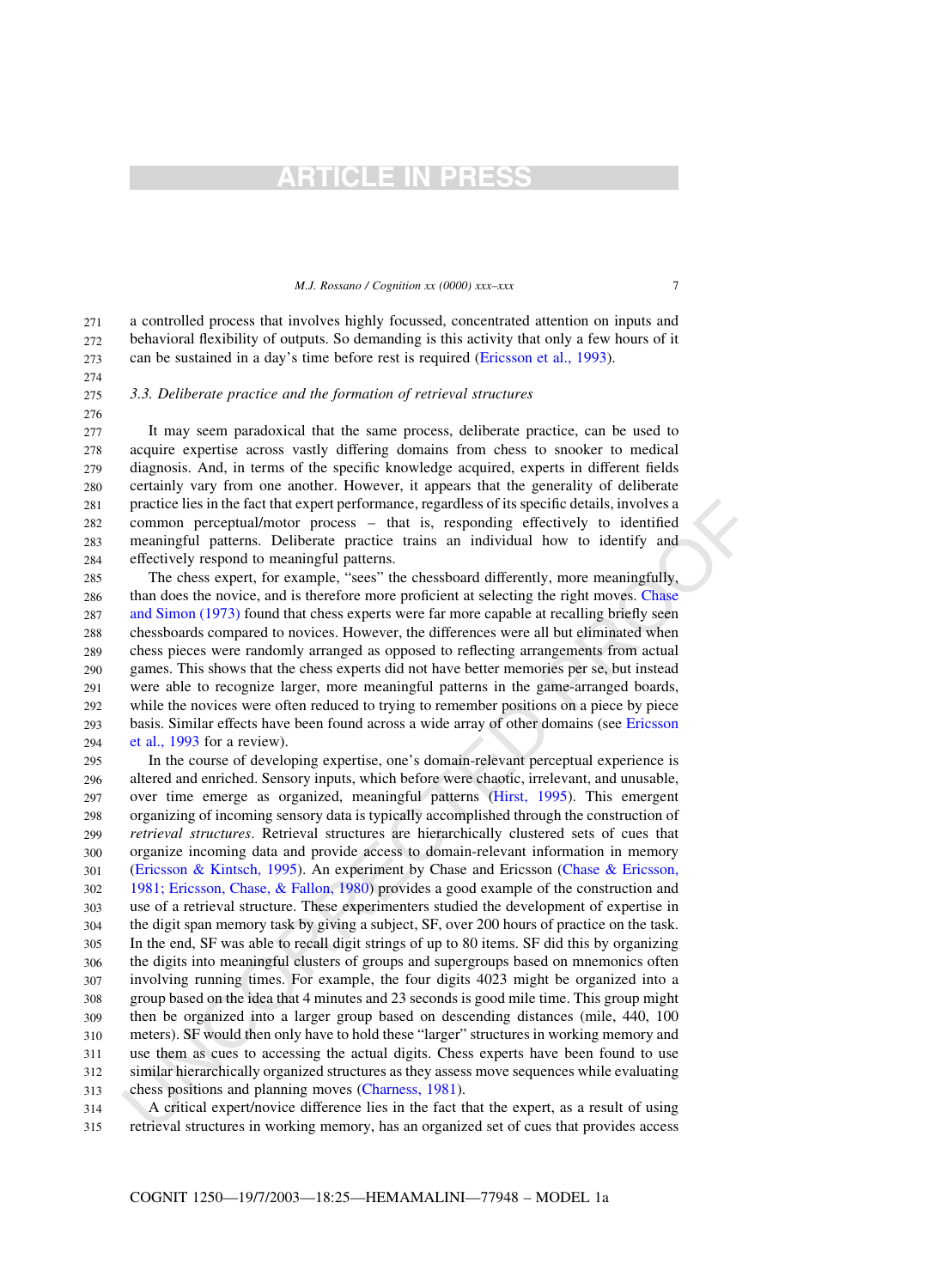a controlled process that involves highly focussed, concentrated attention on inputs and behavioral flexibility of outputs. So demanding is this activity that only a few hours of it can be sustained in a day's time before rest is required (Ericsson et al., 1993).

### 3.3. Deliberate practice and the formation of retrieval structures

It may seem paradoxical that the same process, deliberate practice, can be used to acquire expertise across vastly differing domains from chess to snooker to medical diagnosis. And, in terms of the specific knowledge acquired, experts in different fields certainly vary from one another. However, it appears that the generality of deliberate practice lies in the fact that expert performance, regardless of its specific details, involves a common perceptual/motor process – that is, responding effectively to identified meaningful patterns. Deliberate practice trains an individual how to identify and effectively respond to meaningful patterns.

The chess expert, for example, "sees" the chessboard differently, more meaningfully, than does the novice, and is therefore more proficient at selecting the right moves. Chase and Simon (1973) found that chess experts were far more capable at recalling briefly seen chessboards compared to novices. However, the differences were all but eliminated when chess pieces were randomly arranged as opposed to reflecting arrangements from actual games. This shows that the chess experts did not have better memories per se, but instead were able to recognize larger, more meaningful patterns in the game-arranged boards, while the novices were often reduced to trying to remember positions on a piece by piece basis. Similar effects have been found across a wide array of other domains (see Ericsson et al., 1993 for a review).

In the course of developing expertise, one's domain-relevant perceptual experience is altered and enriched. Sensory inputs, which before were chaotic, irrelevant, and unusable, over time emerge as organized, meaningful patterns (Hirst, 1995). This emergent organizing of incoming sensory data is typically accomplished through the construction of *retrieval structures*. Retrieval structures are hierarchically clustered sets of cues that organize incoming data and provide access to domain-relevant information in memory (Ericsson & Kintsch, 1995). An experiment by Chase and Ericsson (Chase & Ericsson, 1981; Ericsson, Chase, & Fallon, 1980) provides a good example of the construction and use of a retrieval structure. These experimenters studied the development of expertise in the digit span memory task by giving a subject, SF, over 200 hours of practice on the task. In the end, SF was able to recall digit strings of up to 80 items. SF did this by organizing the digits into meaningful clusters of groups and supergroups based on mnemonics often involving running times. For example, the four digits 4023 might be organized into a group based on the idea that 4 minutes and 23 seconds is good mile time. This group might then be organized into a larger group based on descending distances (mile, 440, 100 meters). SF would then only have to hold these "larger" structures in working memory and use them as cues to accessing the actual digits. Chess experts have been found to use similar hierarchically organized structures as they assess move sequences while evaluating chess positions and planning moves (Charness, 1981).

A critical expert/novice difference lies in the fact that the expert, as a result of using retrieval structures in working memory, has an organized set of cues that provides access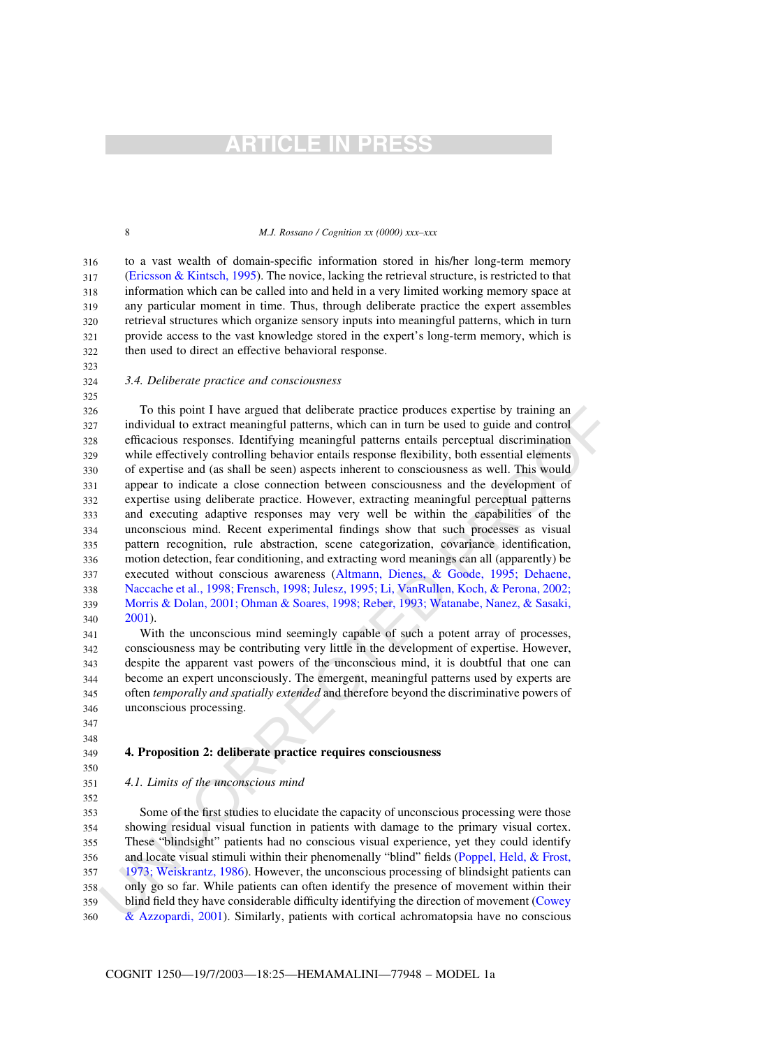to a vast wealth of domain-specific information stored in his/her long-term memory (Ericsson & Kintsch, 1995). The novice, lacking the retrieval structure, is restricted to that information which can be called into and held in a very limited working memory space at any particular moment in time. Thus, through deliberate practice the expert assembles retrieval structures which organize sensory inputs into meaningful patterns, which in turn provide access to the vast knowledge stored in the expert's long-term memory, which is then used to direct an effective behavioral response.

### *3.4. Deliberate practice and consciousness*

To this point I have argued that deliberate practice produces expertise by training an individual to extract meaningful patterns, which can in turn be used to guide and control efficacious responses. Identifying meaningful patterns entails perceptual discrimination while effectively controlling behavior entails response flexibility, both essential elements of expertise and (as shall be seen) aspects inherent to consciousness as well. This would appear to indicate a close connection between consciousness and the development of expertise using deliberate practice. However, extracting meaningful perceptual patterns and executing adaptive responses may very well be within the capabilities of the unconscious mind. Recent experimental findings show that such processes as visual pattern recognition, rule abstraction, scene categorization, covariance identification, motion detection, fear conditioning, and extracting word meanings can all (apparently) be executed without conscious awareness (Altmann, Dienes, & Goode, 1995; Dehaene, Naccache et al., 1998; Frensch, 1998; Julesz, 1995; Li, VanRullen, Koch, & Perona, 2002; Morris & Dolan, 2001; Ohman & Soares, 1998; Reber, 1993; Watanabe, Nanez, & Sasaki, 2001).

With the unconscious mind seemingly capable of such a potent array of processes, consciousness may be contributing very little in the development of expertise. However, despite the apparent vast powers of the unconscious mind, it is doubtful that one can become an expert unconsciously. The emergent, meaningful patterns used by experts are often *temporally and spatially extended* and therefore beyond the discriminative powers of unconscious processing.

## 4. Proposition 2: deliberate practice requires consciousness

### *4.1. Limits of the unconscious mind*

Some of the first studies to elucidate the capacity of unconscious processing were those showing residual visual function in patients with damage to the primary visual cortex. These "blindsight" patients had no conscious visual experience, yet they could identify and locate visual stimuli within their phenomenally "blind" fields (Poppel, Held, & Frost, 1973; Weiskrantz, 1986). However, the unconscious processing of blindsight patients can only go so far. While patients can often identify the presence of movement within their blind field they have considerable difficulty identifying the direction of movement (Cowey & Azzopardi, 2001). Similarly, patients with cortical achromatopsia have no conscious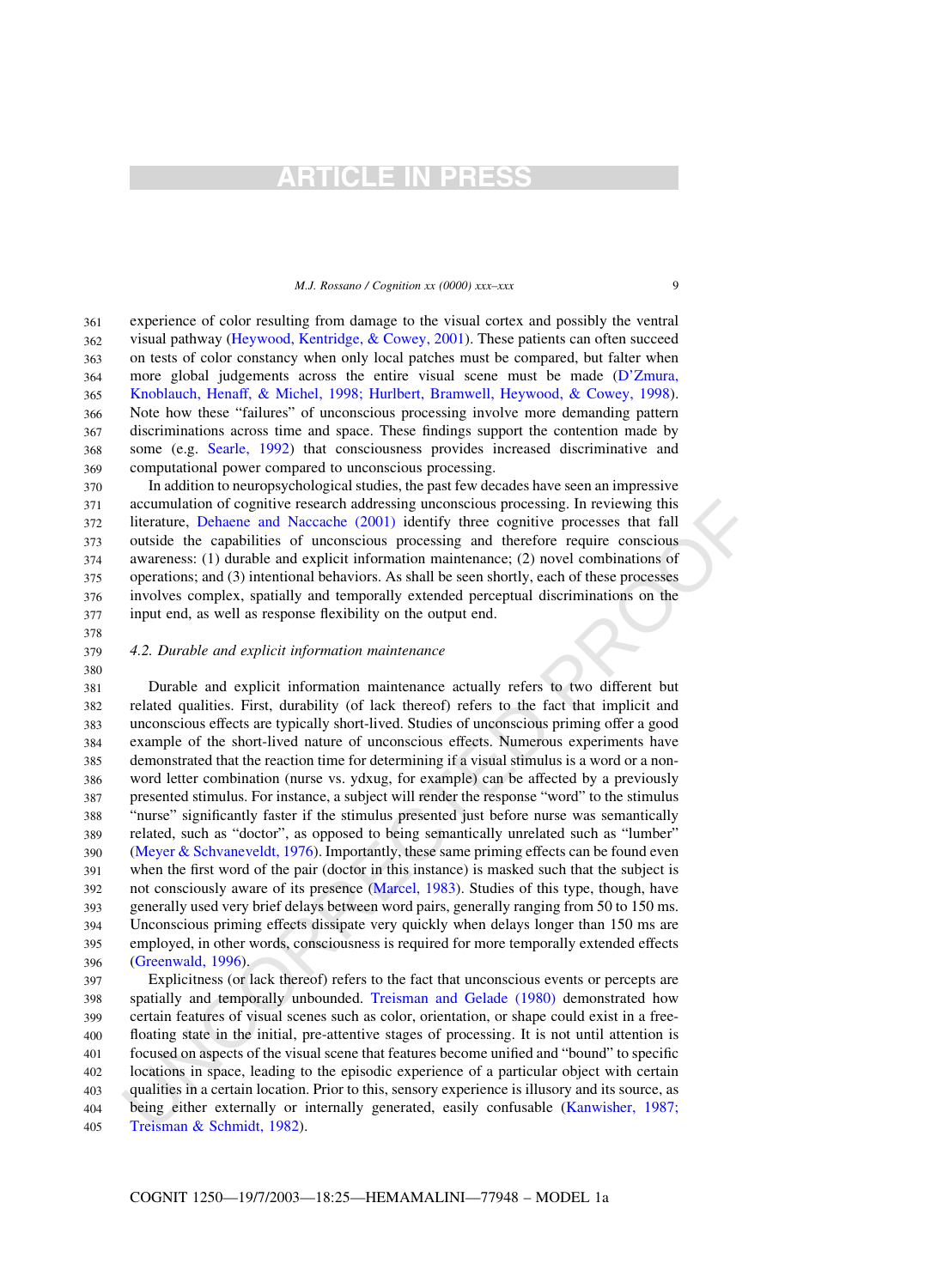experience of color resulting from damage to the visual cortex and possibly the ventral visual pathway (Heywood, Kentridge, & Cowey, 2001). These patients can often succeed on tests of color constancy when only local patches must be compared, but falter when more global judgements across the entire visual scene must be made (D'Zmura, Knoblauch, Henaff, & Michel, 1998; Hurlbert, Bramwell, Heywood, & Cowey, 1998). Note how these "failures" of unconscious processing involve more demanding pattern discriminations across time and space. These findings support the contention made by some (e.g. Searle, 1992) that consciousness provides increased discriminative and computational power compared to unconscious processing.

In addition to neuropsychological studies, the past few decades have seen an impressive accumulation of cognitive research addressing unconscious processing. In reviewing this literature, Dehaene and Naccache (2001) identify three cognitive processes that fall outside the capabilities of unconscious processing and therefore require conscious awareness: (1) durable and explicit information maintenance; (2) novel combinations of operations; and (3) intentional behaviors. As shall be seen shortly, each of these processes involves complex, spatially and temporally extended perceptual discriminations on the input end, as well as response flexibility on the output end.

### 4.2. Durable and explicit information maintenance

Durable and explicit information maintenance actually refers to two different but related qualities. First, durability (of lack thereof) refers to the fact that implicit and unconscious effects are typically short-lived. Studies of unconscious priming offer a good example of the short-lived nature of unconscious effects. Numerous experiments have demonstrated that the reaction time for determining if a visual stimulus is a word or a non-word letter combination (nurse vs. ydxug, for example) can be affected by a previously presented stimulus. For instance, a subject will render the response "word" to the stimulus "nurse" significantly faster if the stimulus presented just before nurse was semantically related, such as "doctor", as opposed to being semantically unrelated such as "lumber" (Meyer & Schvaneveldt, 1976). Importantly, these same priming effects can be found even when the first word of the pair (doctor in this instance) is masked such that the subject is not consciously aware of its presence (Marcel, 1983). Studies of this type, though, have generally used very brief delays between word pairs, generally ranging from 50 to 150 ms. Unconscious priming effects dissipate very quickly when delays longer than 150 ms are employed, in other words, consciousness is required for more temporally extended effects (Greenwald, 1996).

Explicitness (or lack thereof) refers to the fact that unconscious events or percepts are spatially and temporally unbounded. Treisman and Gelade (1980) demonstrated how certain features of visual scenes such as color, orientation, or shape could exist in a free-floating state in the initial, pre-attentive stages of processing. It is not until attention is focused on aspects of the visual scene that features become unified and "bound" to specific locations in space, leading to the episodic experience of a particular object with certain qualities in a certain location. Prior to this, sensory experience is illusory and its source, as being either externally or internally generated, easily confusable (Kanwisher, 1987; Treisman & Schmidt, 1982).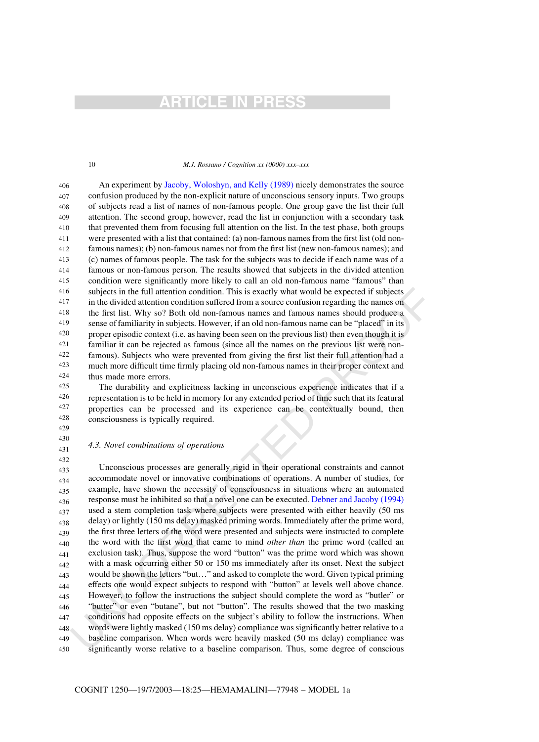An experiment by Jacoby, Woloshyn, and Kelly (1989) nicely demonstrates the source confusion produced by the non-explicit nature of unconscious sensory inputs. Two groups of subjects read a list of names of non-famous people. One group gave the list their full attention. The second group, however, read the list in conjunction with a secondary task that prevented them from focusing full attention on the list. In the test phase, both groups were presented with a list that contained: (a) non-famous names from the first list (old non-famous names); (b) non-famous names not from the first list (new non-famous names); and (c) names of famous people. The task for the subjects was to decide if each name was of a famous or non-famous person. The results showed that subjects in the divided attention condition were significantly more likely to call an old non-famous name "famous" than subjects in the full attention condition. This is exactly what would be expected if subjects in the divided attention condition suffered from a source confusion regarding the names on the first list. Why so? Both old non-famous names and famous names should produce a sense of familiarity in subjects. However, if an old non-famous name can be "placed" in its proper episodic context (i.e. as having been seen on the previous list) then even though it is familiar it can be rejected as famous (since all the names on the previous list were non-famous). Subjects who were prevented from giving the first list their full attention had a much more difficult time firmly placing old non-famous names in their proper context and thus made more errors.

The durability and explicitness lacking in unconscious experience indicates that if a representation is to be held in memory for any extended period of time such that its featural properties can be processed and its experience can be contextually bound, then consciousness is typically required.

### 4.3. Novel combinations of operations

Unconscious processes are generally rigid in their operational constraints and cannot accommodate novel or innovative combinations of operations. A number of studies, for example, have shown the necessity of consciousness in situations where an automated response must be inhibited so that a novel one can be executed. Debner and Jacoby (1994) used a stem completion task where subjects were presented with either heavily (50 ms delay) or lightly (150 ms delay) masked priming words. Immediately after the prime word, the first three letters of the word were presented and subjects were instructed to complete the word with the first word that came to mind *other than* the prime word (called an exclusion task). Thus, suppose the word "button" was the prime word which was shown with a mask occurring either 50 or 150 ms immediately after its onset. Next the subject would be shown the letters "but…" and asked to complete the word. Given typical priming effects one would expect subjects to respond with "button" at levels well above chance. However, to follow the instructions the subject should complete the word as "butler" or "butter" or even "butane", but not "button". The results showed that the two masking conditions had opposite effects on the subject's ability to follow the instructions. When words were lightly masked (150 ms delay) compliance was significantly better relative to a baseline comparison. When words were heavily masked (50 ms delay) compliance was significantly worse relative to a baseline comparison. Thus, some degree of conscious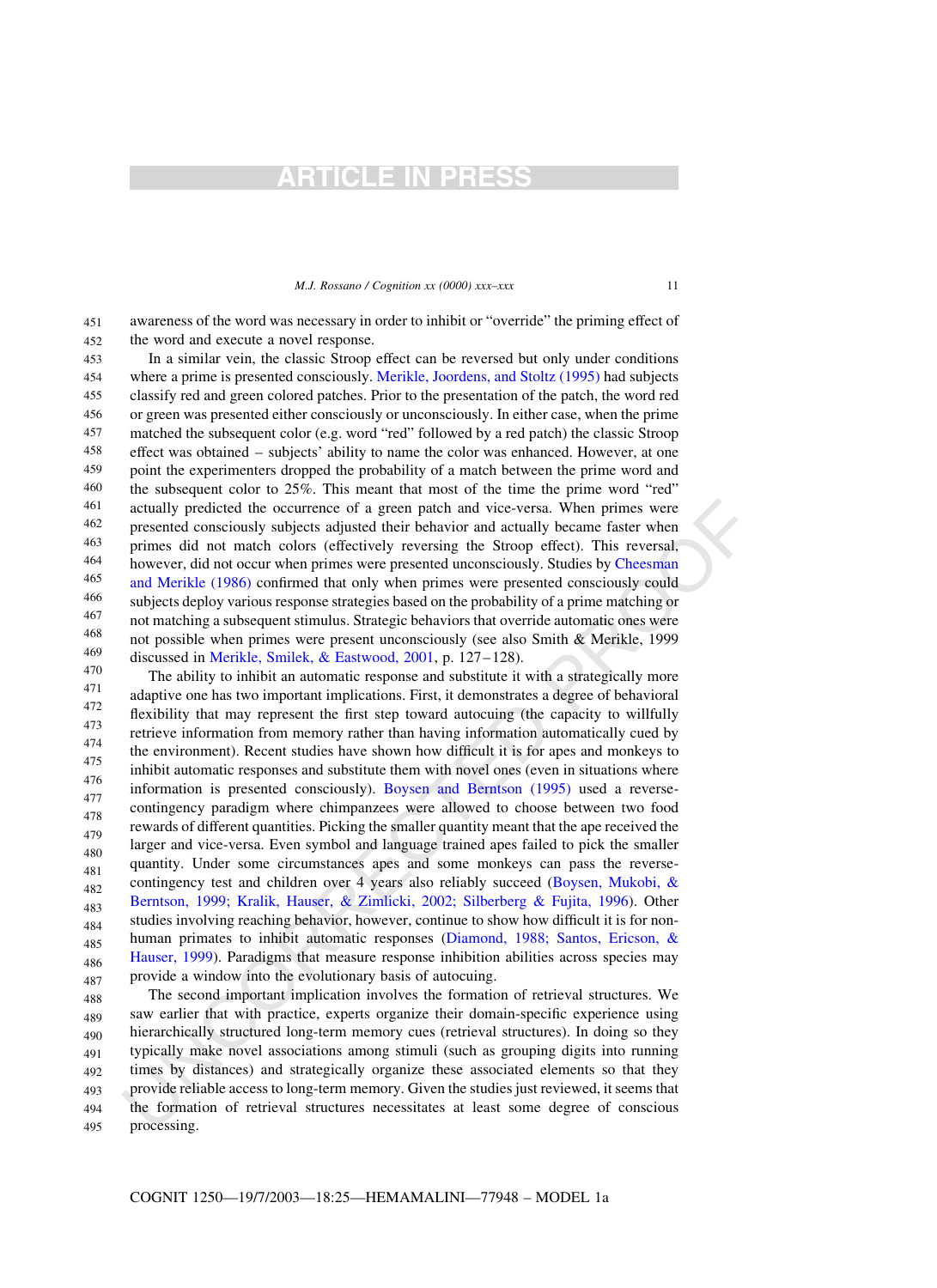awareness of the word was necessary in order to inhibit or "override" the priming effect of the word and execute a novel response.

In a similar vein, the classic Stroop effect can be reversed but only under conditions where a prime is presented consciously. Merikle, Joordens, and Stoltz (1995) had subjects classify red and green colored patches. Prior to the presentation of the patch, the word red or green was presented either consciously or unconsciously. In either case, when the prime matched the subsequent color (e.g. word "red" followed by a red patch) the classic Stroop effect was obtained – subjects' ability to name the color was enhanced. However, at one point the experimenters dropped the probability of a match between the prime word and the subsequent color to 25%. This meant that most of the time the prime word "red" actually predicted the occurrence of a green patch and vice-versa. When primes were presented consciously subjects adjusted their behavior and actually became faster when primes did not match colors (effectively reversing the Stroop effect). This reversal, however, did not occur when primes were presented unconsciously. Studies by Cheesman and Merikle (1986) confirmed that only when primes were presented consciously could subjects deploy various response strategies based on the probability of a prime matching or not matching a subsequent stimulus. Strategic behaviors that override automatic ones were not possible when primes were present unconsciously (see also Smith & Merikle, 1999 discussed in Merikle, Smilek, & Eastwood, 2001, p. 127–128).

The ability to inhibit an automatic response and substitute it with a strategically more adaptive one has two important implications. First, it demonstrates a degree of behavioral flexibility that may represent the first step toward autocuing (the capacity to willfully retrieve information from memory rather than having information automatically cued by the environment). Recent studies have shown how difficult it is for apes and monkeys to inhibit automatic responses and substitute them with novel ones (even in situations where information is presented consciously). Boysen and Berntson (1995) used a reverse-contingency paradigm where chimpanzees were allowed to choose between two food rewards of different quantities. Picking the smaller quantity meant that the ape received the larger and vice-versa. Even symbol and language trained apes failed to pick the smaller quantity. Under some circumstances apes and some monkeys can pass the reverse-contingency test and children over 4 years also reliably succeed (Boysen, Mukobi, & Berntson, 1999; Kralik, Hauser, & Zimlicki, 2002; Silberberg & Fujita, 1996). Other studies involving reaching behavior, however, continue to show how difficult it is for non-human primates to inhibit automatic responses (Diamond, 1988; Santos, Ericson, & Hauser, 1999). Paradigms that measure response inhibition abilities across species may provide a window into the evolutionary basis of autocuing.

The second important implication involves the formation of retrieval structures. We saw earlier that with practice, experts organize their domain-specific experience using hierarchically structured long-term memory cues (retrieval structures). In doing so they typically make novel associations among stimuli (such as grouping digits into running times by distances) and strategically organize these associated elements so that they provide reliable access to long-term memory. Given the studies just reviewed, it seems that the formation of retrieval structures necessitates at least some degree of conscious processing.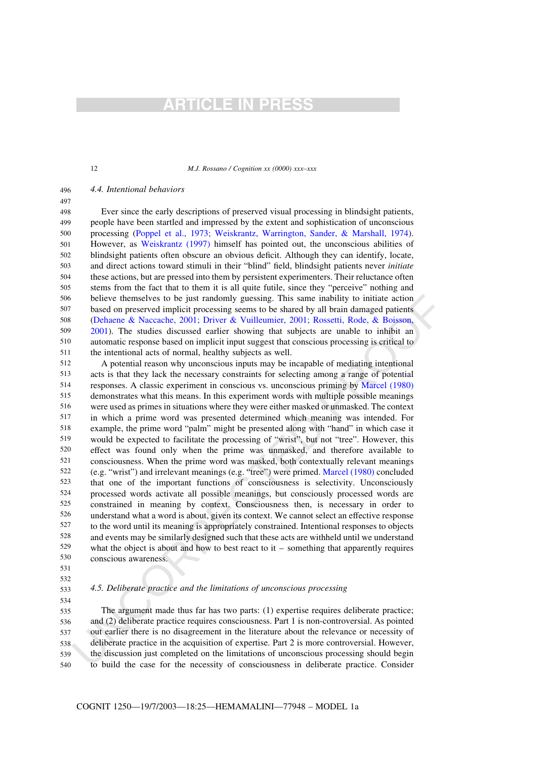### 4.4. Intentional behaviors

Ever since the early descriptions of preserved visual processing in blindsight patients, people have been startled and impressed by the extent and sophistication of unconscious processing (Poppel et al., 1973; Weiskrantz, Warrington, Sander, & Marshall, 1974). However, as Weiskrantz (1997) himself has pointed out, the unconscious abilities of blindsight patients often obscure an obvious deficit. Although they can identify, locate, and direct actions toward stimuli in their "blind" field, blindsight patients never *initiate* these actions, but are pressed into them by persistent experimenters. Their reluctance often stems from the fact that to them it is all quite futile, since they "perceive" nothing and believe themselves to be just randomly guessing. This same inability to initiate action based on preserved implicit processing seems to be shared by all brain damaged patients (Dehaene & Naccache, 2001; Driver & Vuilleumier, 2001; Rossetti, Rode, & Boisson, 2001). The studies discussed earlier showing that subjects are unable to inhibit an automatic response based on implicit input suggest that conscious processing is critical to the intentional acts of normal, healthy subjects as well.

A potential reason why unconscious inputs may be incapable of mediating intentional acts is that they lack the necessary constraints for selecting among a range of potential responses. A classic experiment in conscious vs. unconscious priming by Marcel (1980) demonstrates what this means. In this experiment words with multiple possible meanings were used as primes in situations where they were either masked or unmasked. The context in which a prime word was presented determined which meaning was intended. For example, the prime word "palm" might be presented along with "hand" in which case it would be expected to facilitate the processing of "wrist", but not "tree". However, this effect was found only when the prime was unmasked, and therefore available to consciousness. When the prime word was masked, both contextually relevant meanings (e.g. "wrist") and irrelevant meanings (e.g. "tree") were primed. Marcel (1980) concluded that one of the important functions of consciousness is selectivity. Unconsciously processed words activate all possible meanings, but consciously processed words are constrained in meaning by context. Consciousness then, is necessary in order to understand what a word is about, given its context. We cannot select an effective response to the word until its meaning is appropriately constrained. Intentional responses to objects and events may be similarly designed such that these acts are withheld until we understand what the object is about and how to best react to it – something that apparently requires conscious awareness.

### 4.5. Deliberate practice and the limitations of unconscious processing

The argument made thus far has two parts: (1) expertise requires deliberate practice; and (2) deliberate practice requires consciousness. Part 1 is non-controversial. As pointed out earlier there is no disagreement in the literature about the relevance or necessity of deliberate practice in the acquisition of expertise. Part 2 is more controversial. However, the discussion just completed on the limitations of unconscious processing should begin to build the case for the necessity of consciousness in deliberate practice. Consider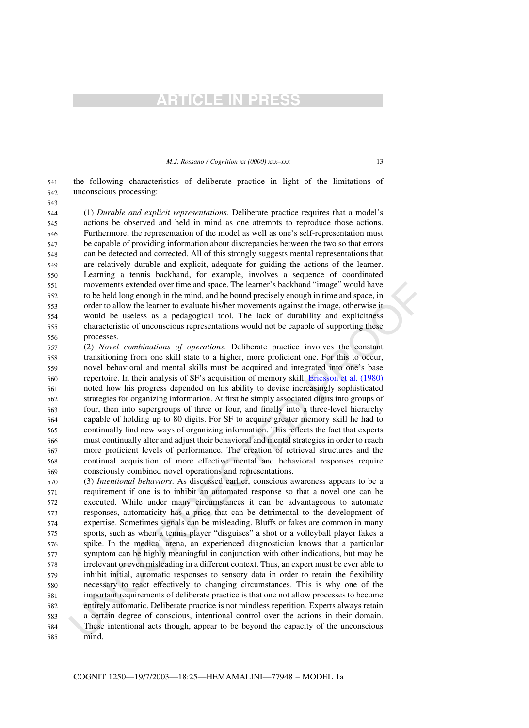the following characteristics of deliberate practice in light of the limitations of unconscious processing:

(1) *Durable and explicit representations*. Deliberate practice requires that a model's actions be observed and held in mind as one attempts to reproduce those actions. Furthermore, the representation of the model as well as one's self-representation must be capable of providing information about discrepancies between the two so that errors can be detected and corrected. All of this strongly suggests mental representations that are relatively durable and explicit, adequate for guiding the actions of the learner. Learning a tennis backhand, for example, involves a sequence of coordinated movements extended over time and space. The learner's backhand "image" would have to be held long enough in the mind, and be bound precisely enough in time and space, in order to allow the learner to evaluate his/her movements against the image, otherwise it would be useless as a pedagogical tool. The lack of durability and explicitness characteristic of unconscious representations would not be capable of supporting these processes.

(2) *Novel combinations of operations*. Deliberate practice involves the constant transitioning from one skill state to a higher, more proficient one. For this to occur, novel behavioral and mental skills must be acquired and integrated into one's base repertoire. In their analysis of SF's acquisition of memory skill, Ericsson et al. (1980) noted how his progress depended on his ability to devise increasingly sophisticated strategies for organizing information. At first he simply associated digits into groups of four, then into supergroups of three or four, and finally into a three-level hierarchy capable of holding up to 80 digits. For SF to acquire greater memory skill he had to continually find new ways of organizing information. This reflects the fact that experts must continually alter and adjust their behavioral and mental strategies in order to reach more proficient levels of performance. The creation of retrieval structures and the continual acquisition of more effective mental and behavioral responses require consciously combined novel operations and representations.

(3) *Intentional behaviors*. As discussed earlier, conscious awareness appears to be a requirement if one is to inhibit an automated response so that a novel one can be executed. While under many circumstances it can be advantageous to automate responses, automaticity has a price that can be detrimental to the development of expertise. Sometimes signals can be misleading. Bluffs or fakes are common in many sports, such as when a tennis player "disguises" a shot or a volleyball player fakes a spike. In the medical arena, an experienced diagnostician knows that a particular symptom can be highly meaningful in conjunction with other indications, but may be irrelevant or even misleading in a different context. Thus, an expert must be ever able to inhibit initial, automatic responses to sensory data in order to retain the flexibility necessary to react effectively to changing circumstances. This is why one of the important requirements of deliberate practice is that one not allow processes to become entirely automatic. Deliberate practice is not mindless repetition. Experts always retain a certain degree of conscious, intentional control over the actions in their domain. These intentional acts though, appear to be beyond the capacity of the unconscious mind.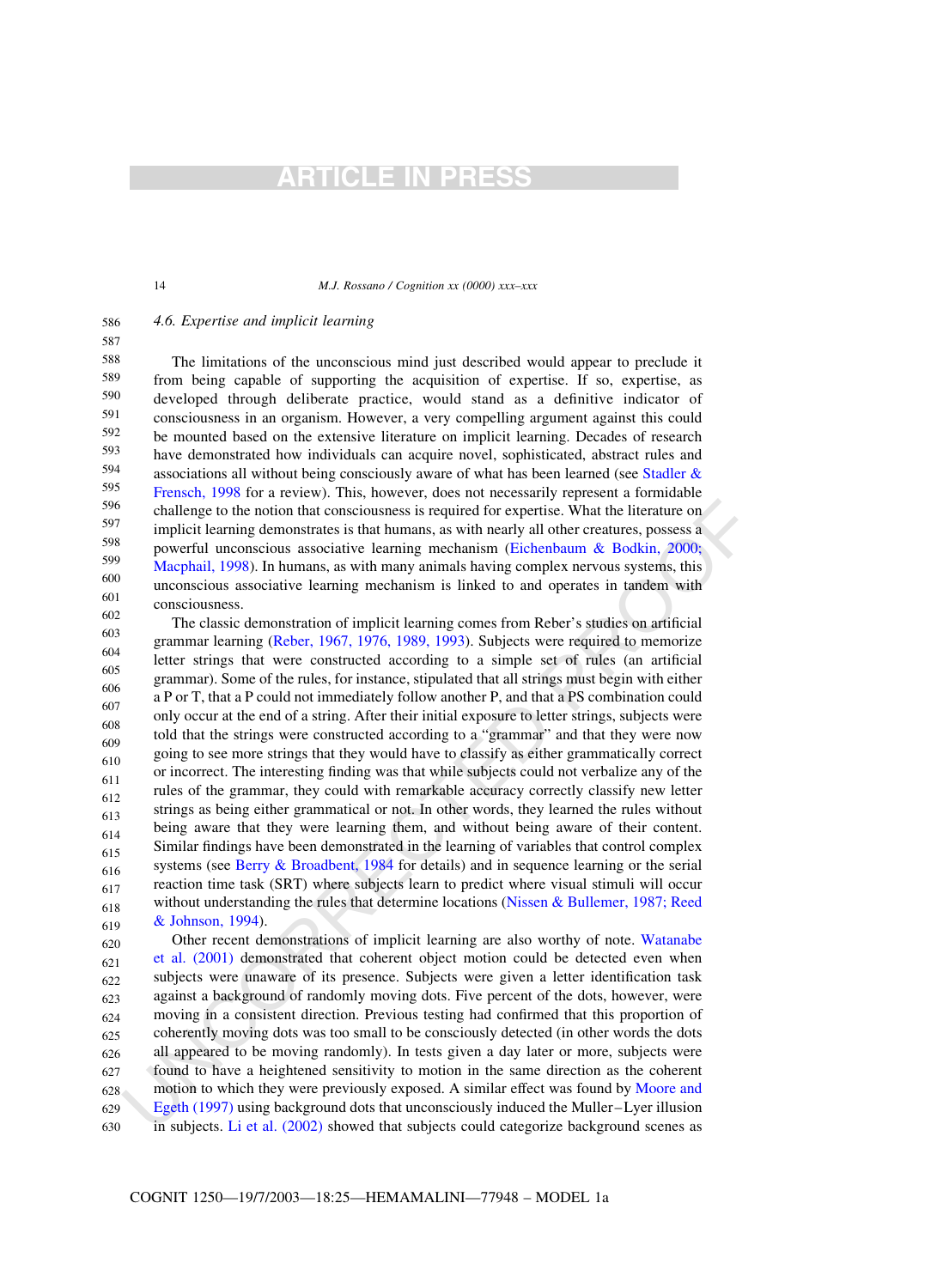### 4.6. Expertise and implicit learning

The limitations of the unconscious mind just described would appear to preclude it from being capable of supporting the acquisition of expertise. If so, expertise, as developed through deliberate practice, would stand as a definitive indicator of consciousness in an organism. However, a very compelling argument against this could be mounted based on the extensive literature on implicit learning. Decades of research have demonstrated how individuals can acquire novel, sophisticated, abstract rules and associations all without being consciously aware of what has been learned (see Stadler & Frensch, 1998 for a review). This, however, does not necessarily represent a formidable challenge to the notion that consciousness is required for expertise. What the literature on implicit learning demonstrates is that humans, as with nearly all other creatures, possess a powerful unconscious associative learning mechanism (Eichenbaum & Bodkin, 2000; Macphail, 1998). In humans, as with many animals having complex nervous systems, this unconscious associative learning mechanism is linked to and operates in tandem with consciousness.

The classic demonstration of implicit learning comes from Reber's studies on artificial grammar learning (Reber, 1967, 1976, 1989, 1993). Subjects were required to memorize letter strings that were constructed according to a simple set of rules (an artificial grammar). Some of the rules, for instance, stipulated that all strings must begin with either a P or T, that a P could not immediately follow another P, and that a PS combination could only occur at the end of a string. After their initial exposure to letter strings, subjects were told that the strings were constructed according to a "grammar" and that they were now going to see more strings that they would have to classify as either grammatically correct or incorrect. The interesting finding was that while subjects could not verbalize any of the rules of the grammar, they could with remarkable accuracy correctly classify new letter strings as being either grammatical or not. In other words, they learned the rules without being aware that they were learning them, and without being aware of their content. Similar findings have been demonstrated in the learning of variables that control complex systems (see Berry & Broadbent, 1984 for details) and in sequence learning or the serial reaction time task (SRT) where subjects learn to predict where visual stimuli will occur without understanding the rules that determine locations (Nissen & Bullemer, 1987; Reed & Johnson, 1994).

Other recent demonstrations of implicit learning are also worthy of note. Watanabe et al. (2001) demonstrated that coherent object motion could be detected even when subjects were unaware of its presence. Subjects were given a letter identification task against a background of randomly moving dots. Five percent of the dots, however, were moving in a consistent direction. Previous testing had confirmed that this proportion of coherently moving dots was too small to be consciously detected (in other words the dots all appeared to be moving randomly). In tests given a day later or more, subjects were found to have a heightened sensitivity to motion in the same direction as the coherent motion to which they were previously exposed. A similar effect was found by Moore and Egeth (1997) using background dots that unconsciously induced the Muller–Lyer illusion in subjects. Li et al. (2002) showed that subjects could categorize background scenes as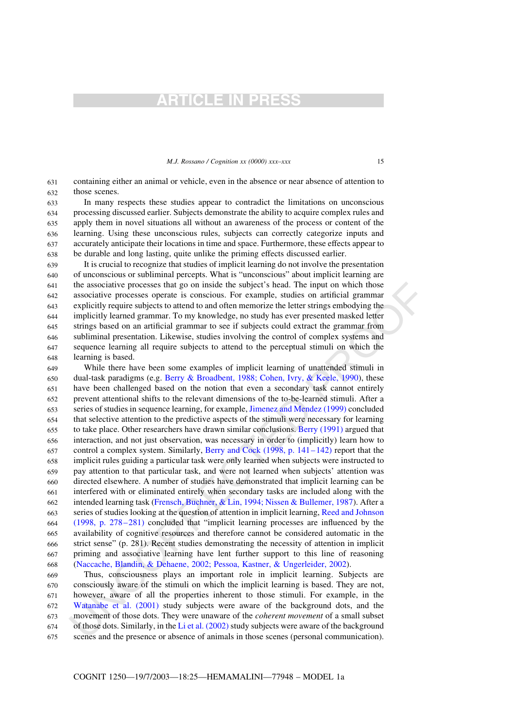containing either an animal or vehicle, even in the absence or near absence of attention to those scenes.

In many respects these studies appear to contradict the limitations on unconscious processing discussed earlier. Subjects demonstrate the ability to acquire complex rules and apply them in novel situations all without an awareness of the process or content of the learning. Using these unconscious rules, subjects can correctly categorize inputs and accurately anticipate their locations in time and space. Furthermore, these effects appear to be durable and long lasting, quite unlike the priming effects discussed earlier.

It is crucial to recognize that studies of implicit learning do not involve the presentation of unconscious or subliminal percepts. What is "unconscious" about implicit learning are the associative processes that go on inside the subject's head. The input on which those associative processes operate is conscious. For example, studies on artificial grammar explicitly require subjects to attend to and often memorize the letter strings embodying the implicitly learned grammar. To my knowledge, no study has ever presented masked letter strings based on an artificial grammar to see if subjects could extract the grammar from subliminal presentation. Likewise, studies involving the control of complex systems and sequence learning all require subjects to attend to the perceptual stimuli on which the learning is based.

While there have been some examples of implicit learning of unattended stimuli in dual-task paradigms (e.g. Berry & Broadbent, 1988; Cohen, Ivry, & Keele, 1990), these have been challenged based on the notion that even a secondary task cannot entirely prevent attentional shifts to the relevant dimensions of the to-be-learned stimuli. After a series of studies in sequence learning, for example, Jimenez and Mendez (1999) concluded that selective attention to the predictive aspects of the stimuli were necessary for learning to take place. Other researchers have drawn similar conclusions. Berry (1991) argued that interaction, and not just observation, was necessary in order to (implicitly) learn how to control a complex system. Similarly, Berry and Cock (1998, p. 141–142) report that the implicit rules guiding a particular task were only learned when subjects were instructed to pay attention to that particular task, and were not learned when subjects' attention was directed elsewhere. A number of studies have demonstrated that implicit learning can be interfered with or eliminated entirely when secondary tasks are included along with the intended learning task (Frensch, Buchner, & Lin, 1994; Nissen & Bullemer, 1987). After a series of studies looking at the question of attention in implicit learning, Reed and Johnson (1998, p. 278–281) concluded that "implicit learning processes are influenced by the availability of cognitive resources and therefore cannot be considered automatic in the strict sense" (p. 281). Recent studies demonstrating the necessity of attention in implicit priming and associative learning have lent further support to this line of reasoning (Naccache, Blandin, & Dehaene, 2002; Pessoa, Kastner, & Ungerleider, 2002).

Thus, consciousness plays an important role in implicit learning. Subjects are consciously aware of the stimuli on which the implicit learning is based. They are not, however, aware of all the properties inherent to those stimuli. For example, in the Watanabe et al. (2001) study subjects were aware of the background dots, and the movement of those dots. They were unaware of the *coherent movement* of a small subset of those dots. Similarly, in the Li et al. (2002) study subjects were aware of the background scenes and the presence or absence of animals in those scenes (personal communication).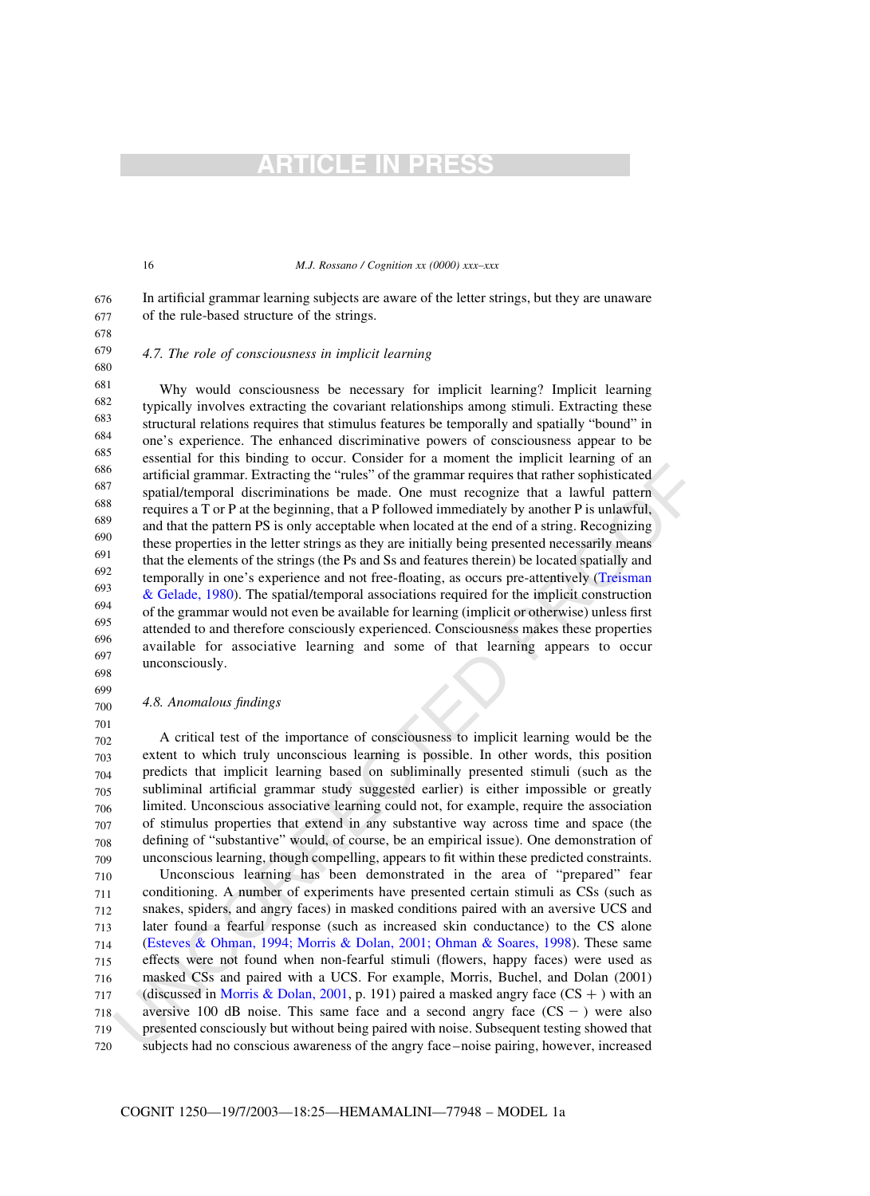In artificial grammar learning subjects are aware of the letter strings, but they are unaware of the rule-based structure of the strings.

### 4.7. The role of consciousness in implicit learning

Why would consciousness be necessary for implicit learning? Implicit learning typically involves extracting the covariant relationships among stimuli. Extracting these structural relations requires that stimulus features be temporally and spatially "bound" in one's experience. The enhanced discriminative powers of consciousness appear to be essential for this binding to occur. Consider for a moment the implicit learning of an artificial grammar. Extracting the "rules" of the grammar requires that rather sophisticated spatial/temporal discriminations be made. One must recognize that a lawful pattern requires a T or P at the beginning, that a P followed immediately by another P is unlawful, and that the pattern PS is only acceptable when located at the end of a string. Recognizing these properties in the letter strings as they are initially being presented necessarily means that the elements of the strings (the Ps and Ss and features therein) be located spatially and temporally in one's experience and not free-floating, as occurs pre-attentively (Treisman & Gelade, 1980). The spatial/temporal associations required for the implicit construction of the grammar would not even be available for learning (implicit or otherwise) unless first attended to and therefore consciously experienced. Consciousness makes these properties available for associative learning and some of that learning appears to occur unconsciously.

### 4.8. Anomalous findings

A critical test of the importance of consciousness to implicit learning would be the extent to which truly unconscious learning is possible. In other words, this position predicts that implicit learning based on subliminally presented stimuli (such as the subliminal artificial grammar study suggested earlier) is either impossible or greatly limited. Unconscious associative learning could not, for example, require the association of stimulus properties that extend in any substantive way across time and space (the defining of "substantive" would, of course, be an empirical issue). One demonstration of unconscious learning, though compelling, appears to fit within these predicted constraints.

Unconscious learning has been demonstrated in the area of "prepared" fear conditioning. A number of experiments have presented certain stimuli as CSs (such as snakes, spiders, and angry faces) in masked conditions paired with an aversive UCS and later found a fearful response (such as increased skin conductance) to the CS alone (Esteves & Ohman, 1994; Morris & Dolan, 2001; Ohman & Soares, 1998). These same effects were not found when non-fearful stimuli (flowers, happy faces) were used as masked CSs and paired with a UCS. For example, Morris, Buchel, and Dolan (2001) (discussed in Morris & Dolan, 2001, p. 191) paired a masked angry face (CS + ) with an aversive 100 dB noise. This same face and a second angry face (CS − ) were also presented consciously but without being paired with noise. Subsequent testing showed that subjects had no conscious awareness of the angry face–noise pairing, however, increased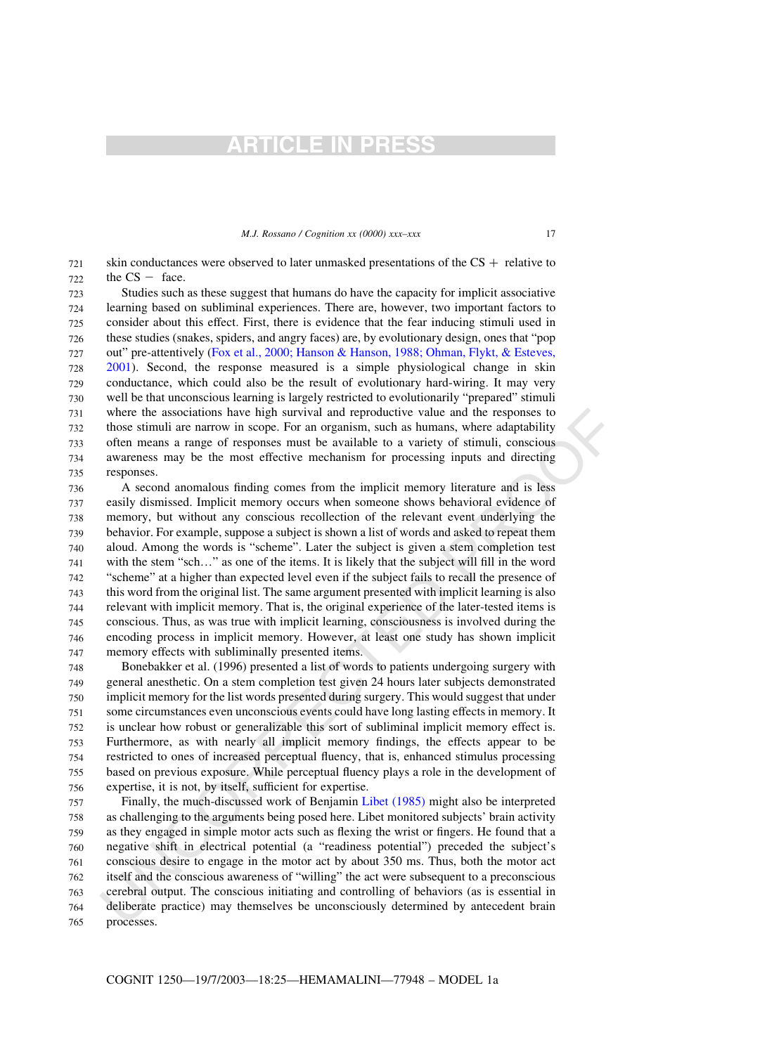skin conductances were observed to later unmasked presentations of the CS + relative to the CS − face.

Studies such as these suggest that humans do have the capacity for implicit associative learning based on subliminal experiences. There are, however, two important factors to consider about this effect. First, there is evidence that the fear inducing stimuli used in these studies (snakes, spiders, and angry faces) are, by evolutionary design, ones that "pop out" pre-attentively (Fox et al., 2000; Hanson & Hanson, 1988; Ohman, Flykt, & Esteves, 2001). Second, the response measured is a simple physiological change in skin conductance, which could also be the result of evolutionary hard-wiring. It may very well be that unconscious learning is largely restricted to evolutionarily "prepared" stimuli where the associations have high survival and reproductive value and the responses to those stimuli are narrow in scope. For an organism, such as humans, where adaptability often means a range of responses must be available to a variety of stimuli, conscious awareness may be the most effective mechanism for processing inputs and directing responses.

A second anomalous finding comes from the implicit memory literature and is less easily dismissed. Implicit memory occurs when someone shows behavioral evidence of memory, but without any conscious recollection of the relevant event underlying the behavior. For example, suppose a subject is shown a list of words and asked to repeat them aloud. Among the words is "scheme". Later the subject is given a stem completion test with the stem "sch…" as one of the items. It is likely that the subject will fill in the word "scheme" at a higher than expected level even if the subject fails to recall the presence of this word from the original list. The same argument presented with implicit learning is also relevant with implicit memory. That is, the original experience of the later-tested items is conscious. Thus, as was true with implicit learning, consciousness is involved during the encoding process in implicit memory. However, at least one study has shown implicit memory effects with subliminally presented items.

Bonebakker et al. (1996) presented a list of words to patients undergoing surgery with general anesthetic. On a stem completion test given 24 hours later subjects demonstrated implicit memory for the list words presented during surgery. This would suggest that under some circumstances even unconscious events could have long lasting effects in memory. It is unclear how robust or generalizable this sort of subliminal implicit memory effect is. Furthermore, as with nearly all implicit memory findings, the effects appear to be restricted to ones of increased perceptual fluency, that is, enhanced stimulus processing based on previous exposure. While perceptual fluency plays a role in the development of expertise, it is not, by itself, sufficient for expertise.

Finally, the much-discussed work of Benjamin Libet (1985) might also be interpreted as challenging to the arguments being posed here. Libet monitored subjects' brain activity as they engaged in simple motor acts such as flexing the wrist or fingers. He found that a negative shift in electrical potential (a "readiness potential") preceded the subject's conscious desire to engage in the motor act by about 350 ms. Thus, both the motor act itself and the conscious awareness of "willing" the act were subsequent to a preconscious cerebral output. The conscious initiating and controlling of behaviors (as is essential in deliberate practice) may themselves be unconsciously determined by antecedent brain processes.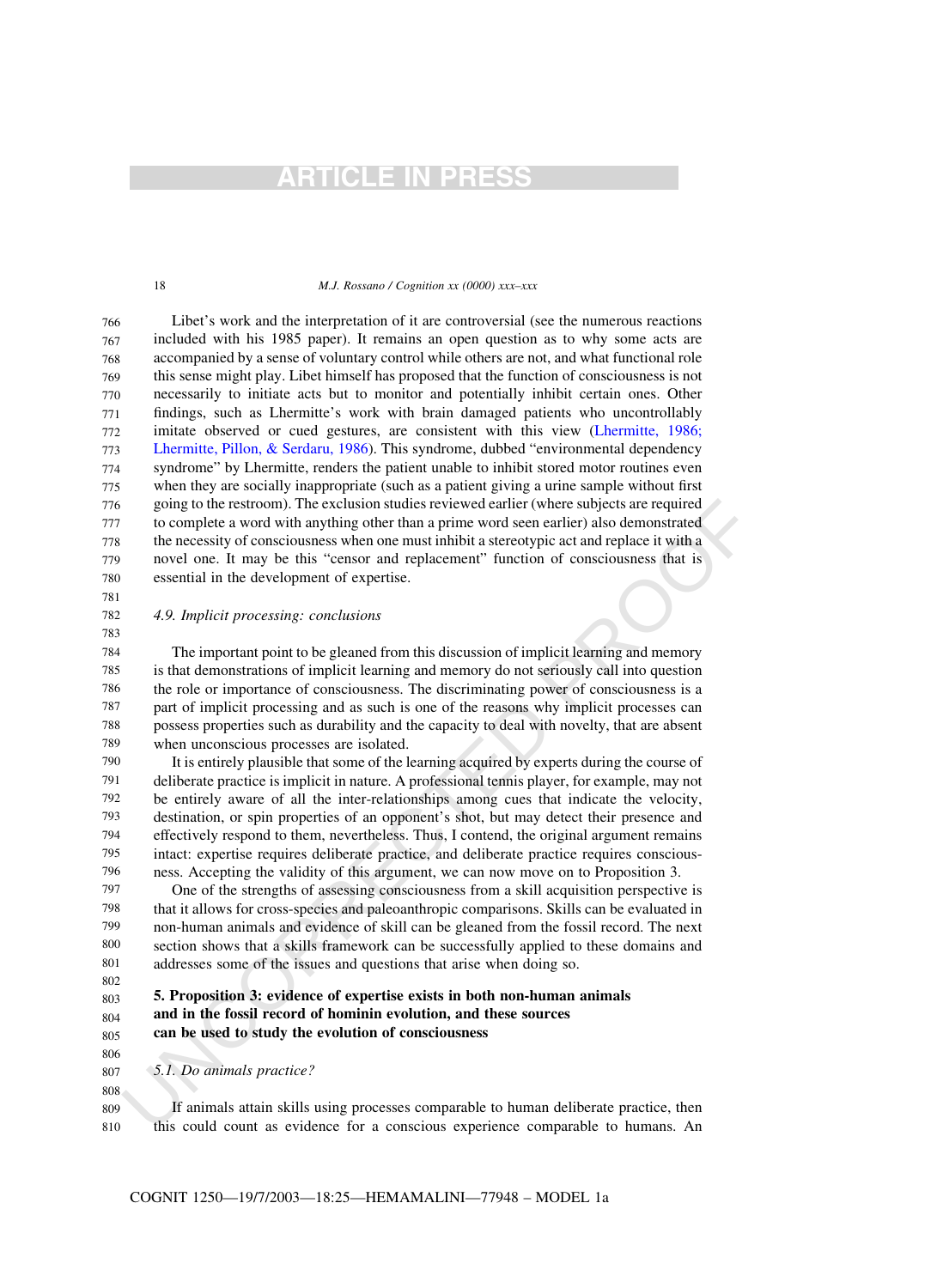Libet's work and the interpretation of it are controversial (see the numerous reactions included with his 1985 paper). It remains an open question as to why some acts are accompanied by a sense of voluntary control while others are not, and what functional role this sense might play. Libet himself has proposed that the function of consciousness is not necessarily to initiate acts but to monitor and potentially inhibit certain ones. Other findings, such as Lhermitte's work with brain damaged patients who uncontrollably imitate observed or cued gestures, are consistent with this view (Lhermitte, 1986; Lhermitte, Pillon, & Serdaru, 1986). This syndrome, dubbed "environmental dependency syndrome" by Lhermitte, renders the patient unable to inhibit stored motor routines even when they are socially inappropriate (such as a patient giving a urine sample without first going to the restroom). The exclusion studies reviewed earlier (where subjects are required to complete a word with anything other than a prime word seen earlier) also demonstrated the necessity of consciousness when one must inhibit a stereotypic act and replace it with a novel one. It may be this "censor and replacement" function of consciousness that is essential in the development of expertise.

### *4.9. Implicit processing: conclusions*

The important point to be gleaned from this discussion of implicit learning and memory is that demonstrations of implicit learning and memory do not seriously call into question the role or importance of consciousness. The discriminating power of consciousness is a part of implicit processing and as such is one of the reasons why implicit processes can possess properties such as durability and the capacity to deal with novelty, that are absent when unconscious processes are isolated.

It is entirely plausible that some of the learning acquired by experts during the course of deliberate practice is implicit in nature. A professional tennis player, for example, may not be entirely aware of all the inter-relationships among cues that indicate the velocity, destination, or spin properties of an opponent's shot, but may detect their presence and effectively respond to them, nevertheless. Thus, I contend, the original argument remains intact: expertise requires deliberate practice, and deliberate practice requires consciousness. Accepting the validity of this argument, we can now move on to Proposition 3.

One of the strengths of assessing consciousness from a skill acquisition perspective is that it allows for cross-species and paleoanthropic comparisons. Skills can be evaluated in non-human animals and evidence of skill can be gleaned from the fossil record. The next section shows that a skills framework can be successfully applied to these domains and addresses some of the issues and questions that arise when doing so.

## **5. Proposition 3: evidence of expertise exists in both non-human animals and in the fossil record of hominin evolution, and these sources can be used to study the evolution of consciousness**

### *5.1. Do animals practice?*

If animals attain skills using processes comparable to human deliberate practice, then this could count as evidence for a conscious experience comparable to humans. An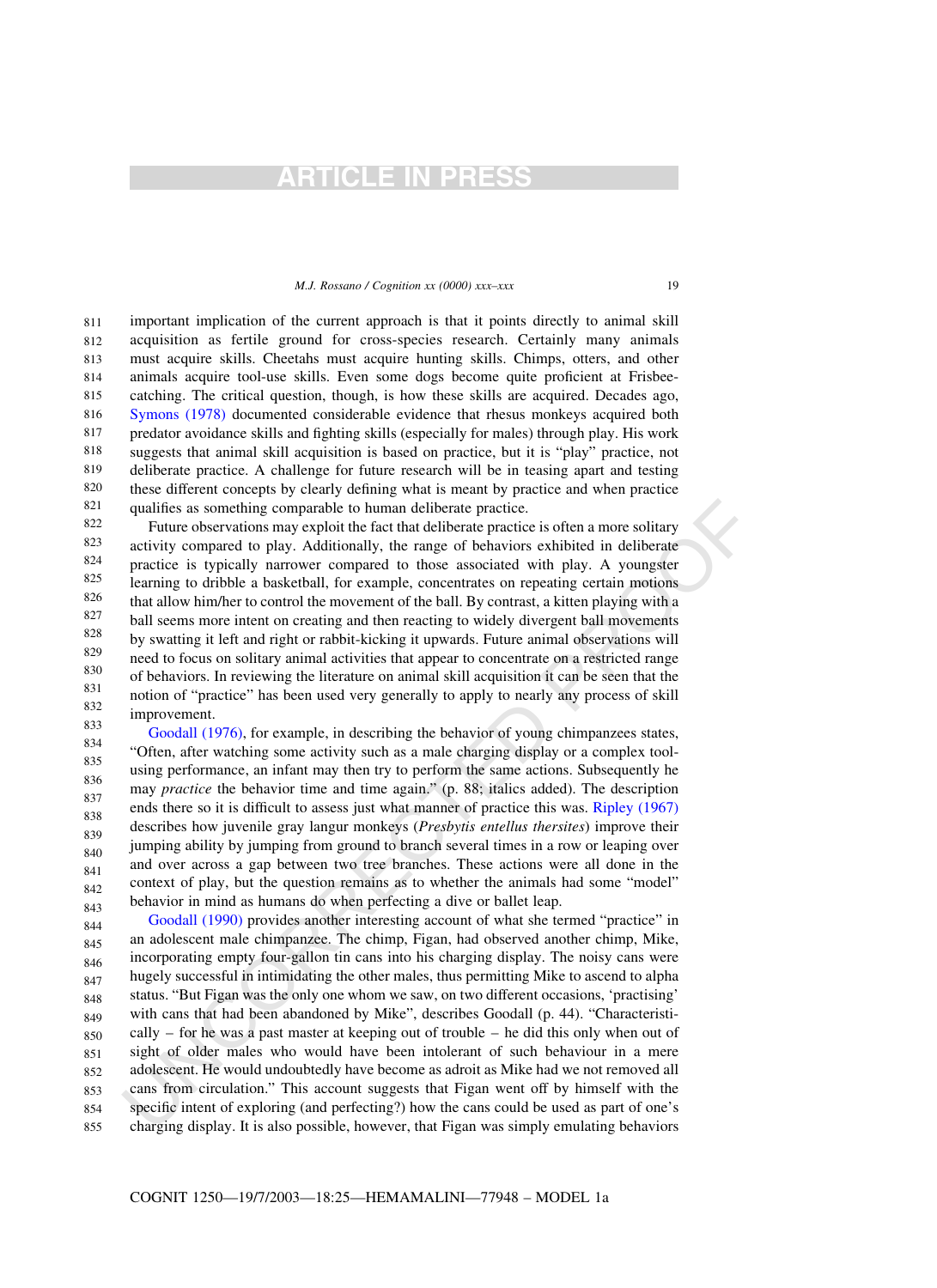important implication of the current approach is that it points directly to animal skill acquisition as fertile ground for cross-species research. Certainly many animals must acquire skills. Cheetahs must acquire hunting skills. Chimps, otters, and other animals acquire tool-use skills. Even some dogs become quite proficient at Frisbee-catching. The critical question, though, is how these skills are acquired. Decades ago, Symons (1978) documented considerable evidence that rhesus monkeys acquired both predator avoidance skills and fighting skills (especially for males) through play. His work suggests that animal skill acquisition is based on practice, but it is "play" practice, not deliberate practice. A challenge for future research will be in teasing apart and testing these different concepts by clearly defining what is meant by practice and when practice qualifies as something comparable to human deliberate practice.

Future observations may exploit the fact that deliberate practice is often a more solitary activity compared to play. Additionally, the range of behaviors exhibited in deliberate practice is typically narrower compared to those associated with play. A youngster learning to dribble a basketball, for example, concentrates on repeating certain motions that allow him/her to control the movement of the ball. By contrast, a kitten playing with a ball seems more intent on creating and then reacting to widely divergent ball movements by swatting it left and right or rabbit-kicking it upwards. Future animal observations will need to focus on solitary animal activities that appear to concentrate on a restricted range of behaviors. In reviewing the literature on animal skill acquisition it can be seen that the notion of "practice" has been used very generally to apply to nearly any process of skill improvement.

Goodall (1976), for example, in describing the behavior of young chimpanzees states, "Often, after watching some activity such as a male charging display or a complex tool-using performance, an infant may then try to perform the same actions. Subsequently he may *practice* the behavior time and time again." (p. 88; italics added). The description ends there so it is difficult to assess just what manner of practice this was. Ripley (1967) describes how juvenile gray langur monkeys (*Presbytis entellus thersites*) improve their jumping ability by jumping from ground to branch several times in a row or leaping over and over across a gap between two tree branches. These actions were all done in the context of play, but the question remains as to whether the animals had some "model" behavior in mind as humans do when perfecting a dive or ballet leap.

Goodall (1990) provides another interesting account of what she termed "practice" in an adolescent male chimpanzee. The chimp, Figan, had observed another chimp, Mike, incorporating empty four-gallon tin cans into his charging display. The noisy cans were hugely successful in intimidating the other males, thus permitting Mike to ascend to alpha status. "But Figan was the only one whom we saw, on two different occasions, 'practising' with cans that had been abandoned by Mike", describes Goodall (p. 44). "Characteristically – for he was a past master at keeping out of trouble – he did this only when out of sight of older males who would have been intolerant of such behaviour in a mere adolescent. He would undoubtedly have become as adroit as Mike had we not removed all cans from circulation." This account suggests that Figan went off by himself with the specific intent of exploring (and perfecting?) how the cans could be used as part of one's charging display. It is also possible, however, that Figan was simply emulating behaviors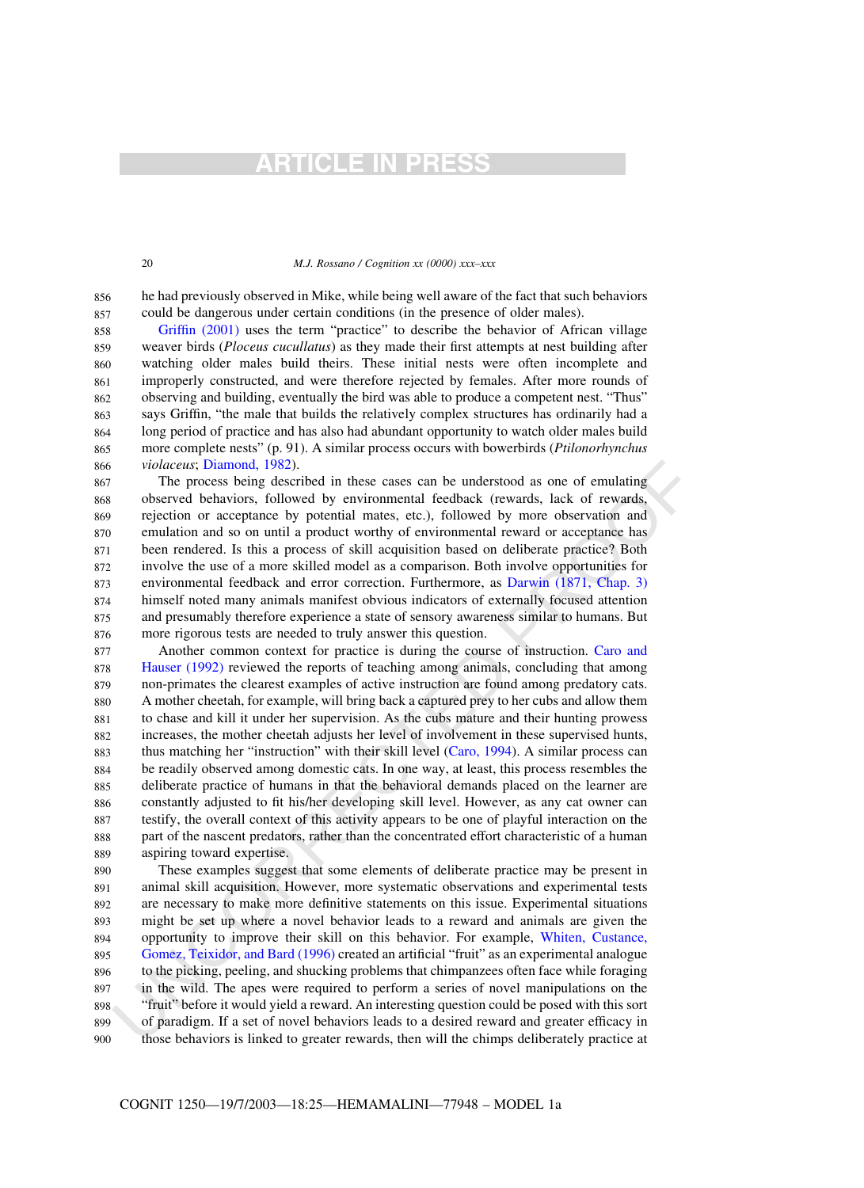he had previously observed in Mike, while being well aware of the fact that such behaviors could be dangerous under certain conditions (in the presence of older males).

Griffin (2001) uses the term "practice" to describe the behavior of African village weaver birds (*Ploceus cucullatus*) as they made their first attempts at nest building after watching older males build theirs. These initial nests were often incomplete and improperly constructed, and were therefore rejected by females. After more rounds of observing and building, eventually the bird was able to produce a competent nest. "Thus" says Griffin, "the male that builds the relatively complex structures has ordinarily had a long period of practice and has also had abundant opportunity to watch older males build more complete nests" (p. 91). A similar process occurs with bowerbirds (*Ptilonorhynchus violaceus*; Diamond, 1982).

The process being described in these cases can be understood as one of emulating observed behaviors, followed by environmental feedback (rewards, lack of rewards, rejection or acceptance by potential mates, etc.), followed by more observation and emulation and so on until a product worthy of environmental reward or acceptance has been rendered. Is this a process of skill acquisition based on deliberate practice? Both involve the use of a more skilled model as a comparison. Both involve opportunities for environmental feedback and error correction. Furthermore, as Darwin (1871, Chap. 3) himself noted many animals manifest obvious indicators of externally focused attention and presumably therefore experience a state of sensory awareness similar to humans. But more rigorous tests are needed to truly answer this question.

Another common context for practice is during the course of instruction. Caro and Hauser (1992) reviewed the reports of teaching among animals, concluding that among non-primates the clearest examples of active instruction are found among predatory cats. A mother cheetah, for example, will bring back a captured prey to her cubs and allow them to chase and kill it under her supervision. As the cubs mature and their hunting prowess increases, the mother cheetah adjusts her level of involvement in these supervised hunts, thus matching her "instruction" with their skill level (Caro, 1994). A similar process can be readily observed among domestic cats. In one way, at least, this process resembles the deliberate practice of humans in that the behavioral demands placed on the learner are constantly adjusted to fit his/her developing skill level. However, as any cat owner can testify, the overall context of this activity appears to be one of playful interaction on the part of the nascent predators, rather than the concentrated effort characteristic of a human aspiring toward expertise.

These examples suggest that some elements of deliberate practice may be present in animal skill acquisition. However, more systematic observations and experimental tests are necessary to make more definitive statements on this issue. Experimental situations might be set up where a novel behavior leads to a reward and animals are given the opportunity to improve their skill on this behavior. For example, Whiten, Custance, Gomez, Teixidor, and Bard (1996) created an artificial "fruit" as an experimental analogue to the picking, peeling, and shucking problems that chimpanzees often face while foraging in the wild. The apes were required to perform a series of novel manipulations on the "fruit" before it would yield a reward. An interesting question could be posed with this sort of paradigm. If a set of novel behaviors leads to a desired reward and greater efficacy in those behaviors is linked to greater rewards, then will the chimps deliberately practice at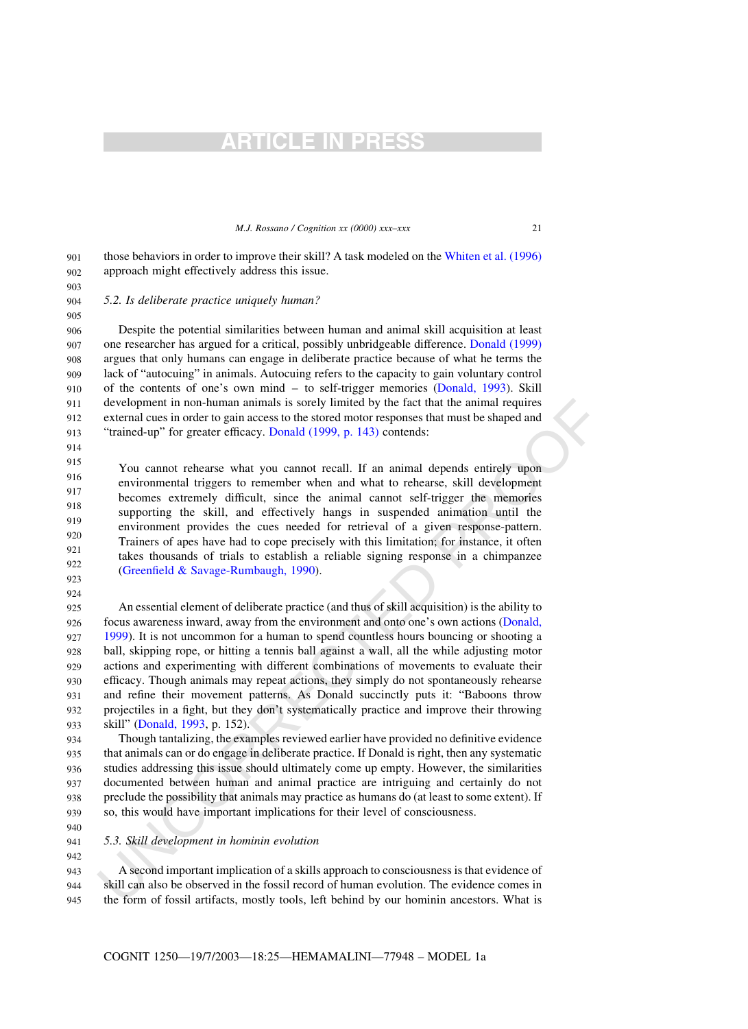those behaviors in order to improve their skill? A task modeled on the Whiten et al. (1996) approach might effectively address this issue.

### 5.2. Is deliberate practice uniquely human?

Despite the potential similarities between human and animal skill acquisition at least one researcher has argued for a critical, possibly unbridgeable difference. Donald (1999) argues that only humans can engage in deliberate practice because of what he terms the lack of "autocuing" in animals. Autocuing refers to the capacity to gain voluntary control of the contents of one's own mind – to self-trigger memories (Donald, 1993). Skill development in non-human animals is sorely limited by the fact that the animal requires external cues in order to gain access to the stored motor responses that must be shaped and "trained-up" for greater efficacy. Donald (1999, p. 143) contends:

> You cannot rehearse what you cannot recall. If an animal depends entirely upon environmental triggers to remember when and what to rehearse, skill development becomes extremely difficult, since the animal cannot self-trigger the memories supporting the skill, and effectively hangs in suspended animation until the environment provides the cues needed for retrieval of a given response-pattern. Trainers of apes have had to cope precisely with this limitation; for instance, it often takes thousands of trials to establish a reliable signing response in a chimpanzee (Greenfield & Savage-Rumbaugh, 1990).

An essential element of deliberate practice (and thus of skill acquisition) is the ability to focus awareness inward, away from the environment and onto one's own actions (Donald, 1999). It is not uncommon for a human to spend countless hours bouncing or shooting a ball, skipping rope, or hitting a tennis ball against a wall, all the while adjusting motor actions and experimenting with different combinations of movements to evaluate their efficacy. Though animals may repeat actions, they simply do not spontaneously rehearse and refine their movement patterns. As Donald succinctly puts it: "Baboons throw projectiles in a fight, but they don't systematically practice and improve their throwing skill" (Donald, 1993, p. 152).

Though tantalizing, the examples reviewed earlier have provided no definitive evidence that animals can or do engage in deliberate practice. If Donald is right, then any systematic studies addressing this issue should ultimately come up empty. However, the similarities documented between human and animal practice are intriguing and certainly do not preclude the possibility that animals may practice as humans do (at least to some extent). If so, this would have important implications for their level of consciousness.

### 5.3. Skill development in hominin evolution

A second important implication of a skills approach to consciousness is that evidence of skill can also be observed in the fossil record of human evolution. The evidence comes in the form of fossil artifacts, mostly tools, left behind by our hominin ancestors. What is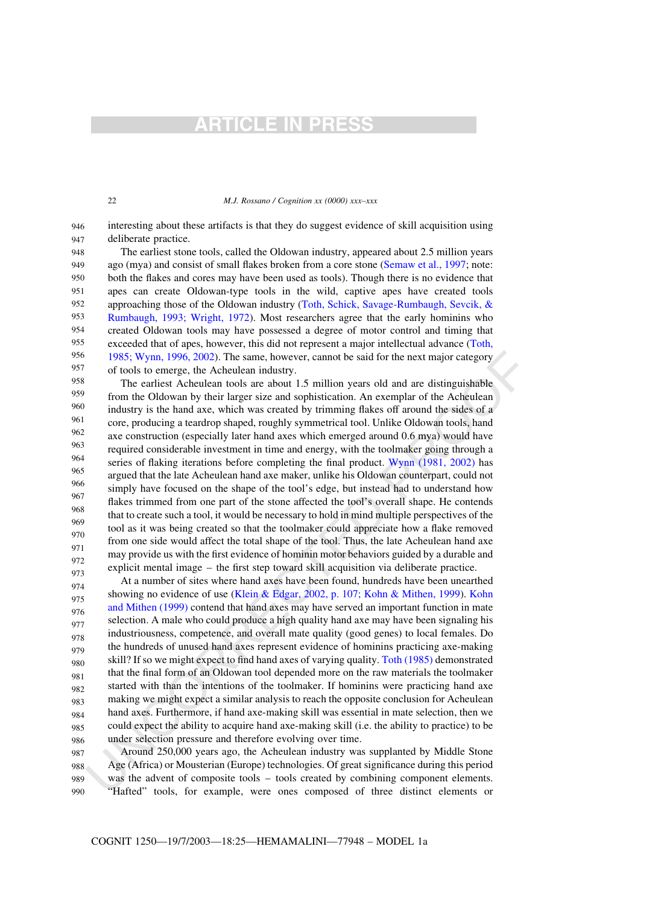interesting about these artifacts is that they do suggest evidence of skill acquisition using deliberate practice.

The earliest stone tools, called the Oldowan industry, appeared about 2.5 million years ago (mya) and consist of small flakes broken from a core stone (Semaw et al., 1997; note: both the flakes and cores may have been used as tools). Though there is no evidence that apes can create Oldowan-type tools in the wild, captive apes have created tools approaching those of the Oldowan industry (Toth, Schick, Savage-Rumbaugh, Sevcik, & Rumbaugh, 1993; Wright, 1972). Most researchers agree that the early hominins who created Oldowan tools may have possessed a degree of motor control and timing that exceeded that of apes, however, this did not represent a major intellectual advance (Toth, 1985; Wynn, 1996, 2002). The same, however, cannot be said for the next major category of tools to emerge, the Acheulean industry.

The earliest Acheulean tools are about 1.5 million years old and are distinguishable from the Oldowan by their larger size and sophistication. An exemplar of the Acheulean industry is the hand axe, which was created by trimming flakes off around the sides of a core, producing a teardrop shaped, roughly symmetrical tool. Unlike Oldowan tools, hand axe construction (especially later hand axes which emerged around 0.6 mya) would have required considerable investment in time and energy, with the toolmaker going through a series of flaking iterations before completing the final product. Wynn (1981, 2002) has argued that the late Acheulean hand axe maker, unlike his Oldowan counterpart, could not simply have focused on the shape of the tool's edge, but instead had to understand how flakes trimmed from one part of the stone affected the tool's overall shape. He contends that to create such a tool, it would be necessary to hold in mind multiple perspectives of the tool as it was being created so that the toolmaker could appreciate how a flake removed from one side would affect the total shape of the tool. Thus, the late Acheulean hand axe may provide us with the first evidence of hominin motor behaviors guided by a durable and explicit mental image – the first step toward skill acquisition via deliberate practice.

At a number of sites where hand axes have been found, hundreds have been unearthed showing no evidence of use (Klein & Edgar, 2002, p. 107; Kohn & Mithen, 1999). Kohn and Mithen (1999) contend that hand axes may have served an important function in mate selection. A male who could produce a high quality hand axe may have been signaling his industriousness, competence, and overall mate quality (good genes) to local females. Do the hundreds of unused hand axes represent evidence of hominins practicing axe-making skill? If so we might expect to find hand axes of varying quality. Toth (1985) demonstrated that the final form of an Oldowan tool depended more on the raw materials the toolmaker started with than the intentions of the toolmaker. If hominins were practicing hand axe making we might expect a similar analysis to reach the opposite conclusion for Acheulean hand axes. Furthermore, if hand axe-making skill was essential in mate selection, then we could expect the ability to acquire hand axe-making skill (i.e. the ability to practice) to be under selection pressure and therefore evolving over time.

Around 250,000 years ago, the Acheulean industry was supplanted by Middle Stone Age (Africa) or Mousterian (Europe) technologies. Of great significance during this period was the advent of composite tools – tools created by combining component elements. "Hafted" tools, for example, were ones composed of three distinct elements or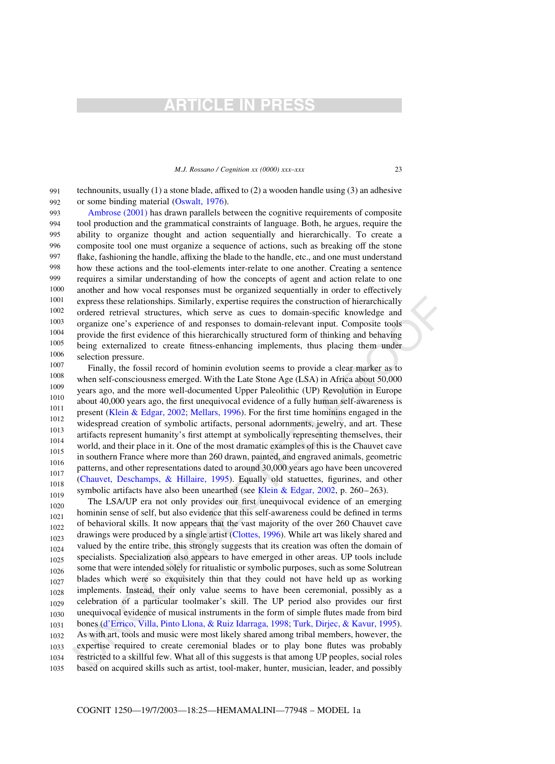technounits, usually (1) a stone blade, affixed to (2) a wooden handle using (3) an adhesive or some binding material (Oswalt, 1976).

Ambrose (2001) has drawn parallels between the cognitive requirements of composite tool production and the grammatical constraints of language. Both, he argues, require the ability to organize thought and action sequentially and hierarchically. To create a composite tool one must organize a sequence of actions, such as breaking off the stone flake, fashioning the handle, affixing the blade to the handle, etc., and one must understand how these actions and the tool-elements inter-relate to one another. Creating a sentence requires a similar understanding of how the concepts of agent and action relate to one another and how vocal responses must be organized sequentially in order to effectively express these relationships. Similarly, expertise requires the construction of hierarchically ordered retrieval structures, which serve as cues to domain-specific knowledge and organize one's experience of and responses to domain-relevant input. Composite tools provide the first evidence of this hierarchically structured form of thinking and behaving being externalized to create fitness-enhancing implements, thus placing them under selection pressure.

Finally, the fossil record of hominin evolution seems to provide a clear marker as to when self-consciousness emerged. With the Late Stone Age (LSA) in Africa about 50,000 years ago, and the more well-documented Upper Paleolithic (UP) Revolution in Europe about 40,000 years ago, the first unequivocal evidence of a fully human self-awareness is present (Klein & Edgar, 2002; Mellars, 1996). For the first time hominins engaged in the widespread creation of symbolic artifacts, personal adornments, jewelry, and art. These artifacts represent humanity's first attempt at symbolically representing themselves, their world, and their place in it. One of the most dramatic examples of this is the Chauvet cave in southern France where more than 260 drawn, painted, and engraved animals, geometric patterns, and other representations dated to around 30,000 years ago have been uncovered (Chauvet, Deschamps, & Hillaire, 1995). Equally old statuettes, figurines, and other symbolic artifacts have also been unearthed (see Klein & Edgar, 2002, p. 260–263).

The LSA/UP era not only provides our first unequivocal evidence of an emerging hominin sense of self, but also evidence that this self-awareness could be defined in terms of behavioral skills. It now appears that the vast majority of the over 260 Chauvet cave drawings were produced by a single artist (Clottes, 1996). While art was likely shared and valued by the entire tribe, this strongly suggests that its creation was often the domain of specialists. Specialization also appears to have emerged in other areas. UP tools include some that were intended solely for ritualistic or symbolic purposes, such as some Solutrean blades which were so exquisitely thin that they could not have held up as working implements. Instead, their only value seems to have been ceremonial, possibly as a celebration of a particular toolmaker's skill. The UP period also provides our first unequivocal evidence of musical instruments in the form of simple flutes made from bird bones (d'Errico, Villa, Pinto Llona, & Ruiz Idarraga, 1998; Turk, Dirjec, & Kavur, 1995). As with art, tools and music were most likely shared among tribal members, however, the expertise required to create ceremonial blades or to play bone flutes was probably restricted to a skillful few. What all of this suggests is that among UP peoples, social roles based on acquired skills such as artist, tool-maker, hunter, musician, leader, and possibly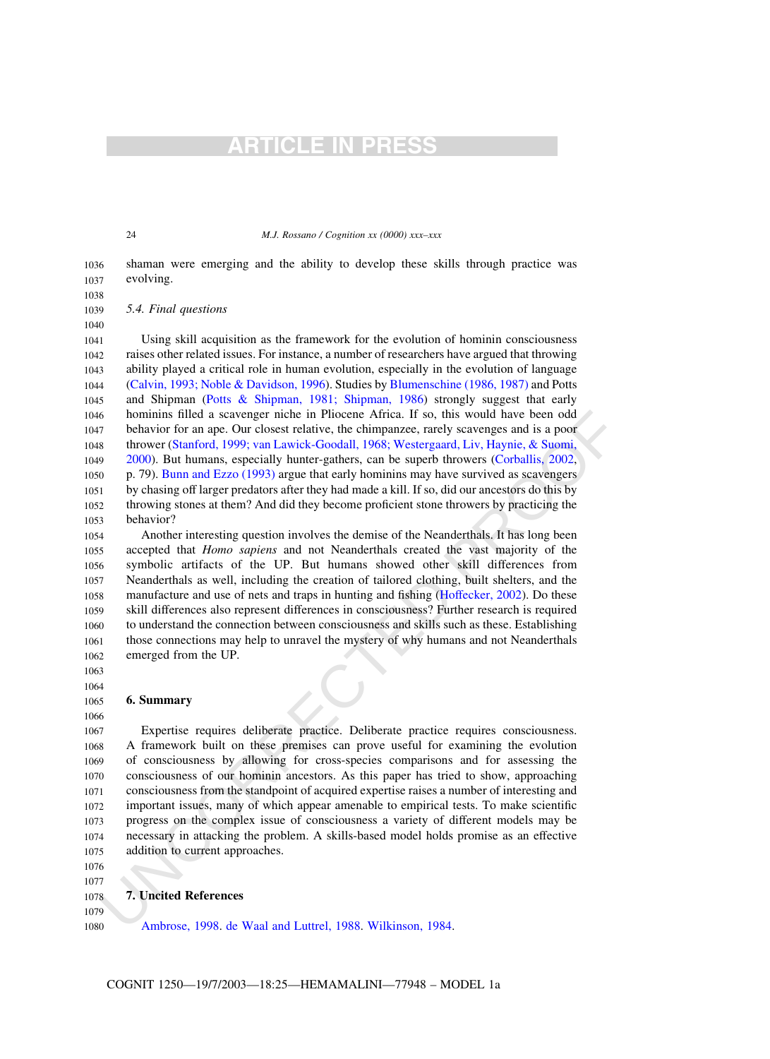shaman were emerging and the ability to develop these skills through practice was evolving.

### 5.4. Final questions

Using skill acquisition as the framework for the evolution of hominin consciousness raises other related issues. For instance, a number of researchers have argued that throwing ability played a critical role in human evolution, especially in the evolution of language (Calvin, 1993; Noble & Davidson, 1996). Studies by Blumenschine (1986, 1987) and Potts and Shipman (Potts & Shipman, 1981; Shipman, 1986) strongly suggest that early hominins filled a scavenger niche in Pliocene Africa. If so, this would have been odd behavior for an ape. Our closest relative, the chimpanzee, rarely scavenges and is a poor thrower (Stanford, 1999; van Lawick-Goodall, 1968; Westergaard, Liv, Haynie, & Suomi, 2000). But humans, especially hunter-gathers, can be superb throwers (Corballis, 2002, p. 79). Bunn and Ezzo (1993) argue that early hominins may have survived as scavengers by chasing off larger predators after they had made a kill. If so, did our ancestors do this by throwing stones at them? And did they become proficient stone throwers by practicing the behavior?

Another interesting question involves the demise of the Neanderthals. It has long been accepted that *Homo sapiens* and not Neanderthals created the vast majority of the symbolic artifacts of the UP. But humans showed other skill differences from Neanderthals as well, including the creation of tailored clothing, built shelters, and the manufacture and use of nets and traps in hunting and fishing (Hoffecker, 2002). Do these skill differences also represent differences in consciousness? Further research is required to understand the connection between consciousness and skills such as these. Establishing those connections may help to unravel the mystery of why humans and not Neanderthals emerged from the UP.

## 6. Summary

Expertise requires deliberate practice. Deliberate practice requires consciousness. A framework built on these premises can prove useful for examining the evolution of consciousness by allowing for cross-species comparisons and for assessing the consciousness of our hominin ancestors. As this paper has tried to show, approaching consciousness from the standpoint of acquired expertise raises a number of interesting and important issues, many of which appear amenable to empirical tests. To make scientific progress on the complex issue of consciousness a variety of different models may be necessary in attacking the problem. A skills-based model holds promise as an effective addition to current approaches.

## 7. Uncited References

Ambrose, 1998. de Waal and Luttrel, 1988. Wilkinson, 1984.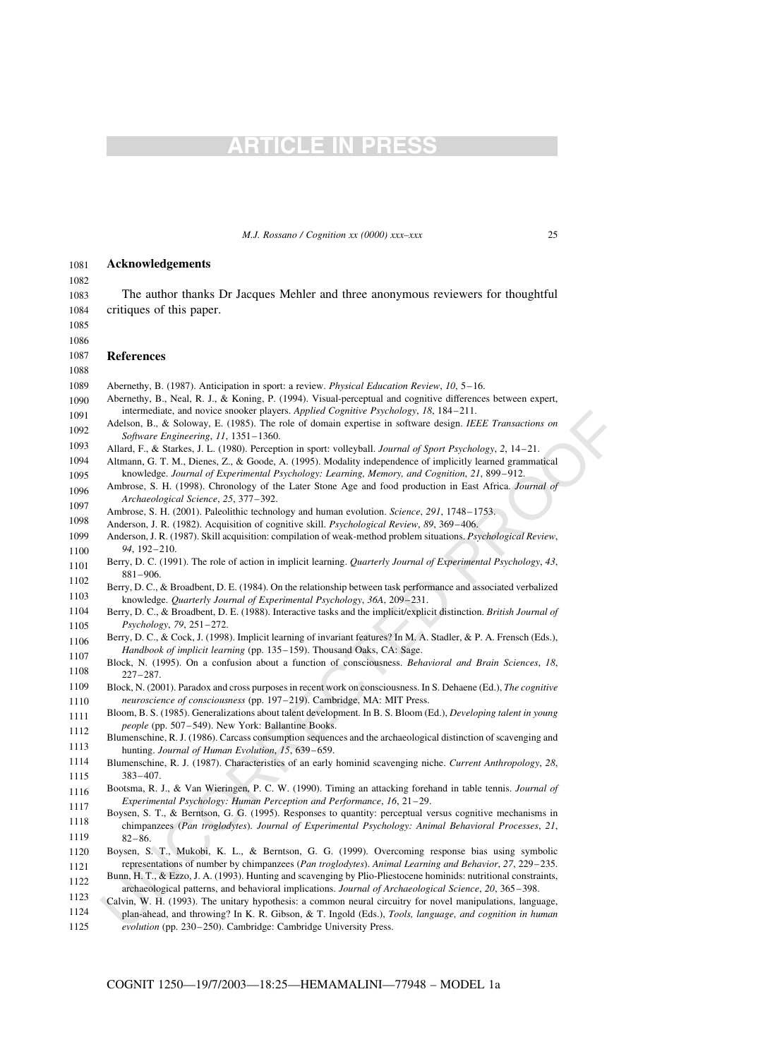## Acknowledgements

The author thanks Dr Jacques Mehler and three anonymous reviewers for thoughtful critiques of this paper.

## References

Abernethy, B. (1987). Anticipation in sport: a review. *Physical Education Review*, *10*, 5–16.

Abernethy, B., Neal, R. J., & Koning, P. (1994). Visual-perceptual and cognitive differences between expert, intermediate, and novice snooker players. *Applied Cognitive Psychology*, *18*, 184–211.

Adelson, B., & Soloway, E. (1985). The role of domain expertise in software design. *IEEE Transactions on Software Engineering*, *11*, 1351–1360.

Allard, F., & Starkes, J. L. (1980). Perception in sport: volleyball. *Journal of Sport Psychology*, *2*, 14–21.

Altmann, G. T. M., Dienes, Z., & Goode, A. (1995). Modality independence of implicitly learned grammatical knowledge. *Journal of Experimental Psychology: Learning, Memory, and Cognition*, *21*, 899–912.

Ambrose, S. H. (1998). Chronology of the Later Stone Age and food production in East Africa. *Journal of Archaeological Science*, *25*, 377–392.

Ambrose, S. H. (2001). Paleolithic technology and human evolution. *Science*, *291*, 1748–1753.

Anderson, J. R. (1982). Acquisition of cognitive skill. *Psychological Review*, *89*, 369–406.

Anderson, J. R. (1987). Skill acquisition: compilation of weak-method problem situations. *Psychological Review*, *94*, 192–210.

Berry, D. C. (1991). The role of action in implicit learning. *Quarterly Journal of Experimental Psychology*, *43*, 881–906.

Berry, D. C., & Broadbent, D. E. (1984). On the relationship between task performance and associated verbalized knowledge. *Quarterly Journal of Experimental Psychology*, *36A*, 209–231.

Berry, D. C., & Broadbent, D. E. (1988). Interactive tasks and the implicit/explicit distinction. *British Journal of Psychology*, *79*, 251–272.

Berry, D. C., & Cock, J. (1998). Implicit learning of invariant features? In M. A. Stadler, & P. A. Frensch (Eds.), *Handbook of implicit learning* (pp. 135–159). Thousand Oaks, CA: Sage.

Block, N. (1995). On a confusion about a function of consciousness. *Behavioral and Brain Sciences*, *18*, 227–287.

Block, N. (2001). Paradox and cross purposes in recent work on consciousness. In S. Dehaene (Ed.), *The cognitive neuroscience of consciousness* (pp. 197–219). Cambridge, MA: MIT Press.

Bloom, B. S. (1985). Generalizations about talent development. In B. S. Bloom (Ed.), *Developing talent in young people* (pp. 507–549). New York: Ballantine Books.

Blumenschine, R. J. (1986). Carcass consumption sequences and the archaeological distinction of scavenging and hunting. *Journal of Human Evolution*, *15*, 639–659.

Blumenschine, R. J. (1987). Characteristics of an early hominid scavenging niche. *Current Anthropology*, *28*, 383–407.

Bootsma, R. J., & Van Wieringen, P. C. W. (1990). Timing an attacking forehand in table tennis. *Journal of Experimental Psychology: Human Perception and Performance*, *16*, 21–29.

Boysen, S. T., & Berntson, G. G. (1995). Responses to quantity: perceptual versus cognitive mechanisms in chimpanzees (*Pan troglodytes*). *Journal of Experimental Psychology: Animal Behavioral Processes*, *21*, 82–86.

Boysen, S. T., Mukobi, K. L., & Berntson, G. G. (1999). Overcoming response bias using symbolic representations of number by chimpanzees (*Pan troglodytes*). *Animal Learning and Behavior*, *27*, 229–235.

Bunn, H. T., & Ezzo, J. A. (1993). Hunting and scavenging by Plio-Pliestocene hominids: nutritional constraints, archaeological patterns, and behavioral implications. *Journal of Archaeological Science*, *20*, 365–398.

Calvin, W. H. (1993). The unitary hypothesis: a common neural circuitry for novel manipulations, language, plan-ahead, and throwing? In K. R. Gibson, & T. Ingold (Eds.), *Tools, language, and cognition in human evolution* (pp. 230–250). Cambridge: Cambridge University Press.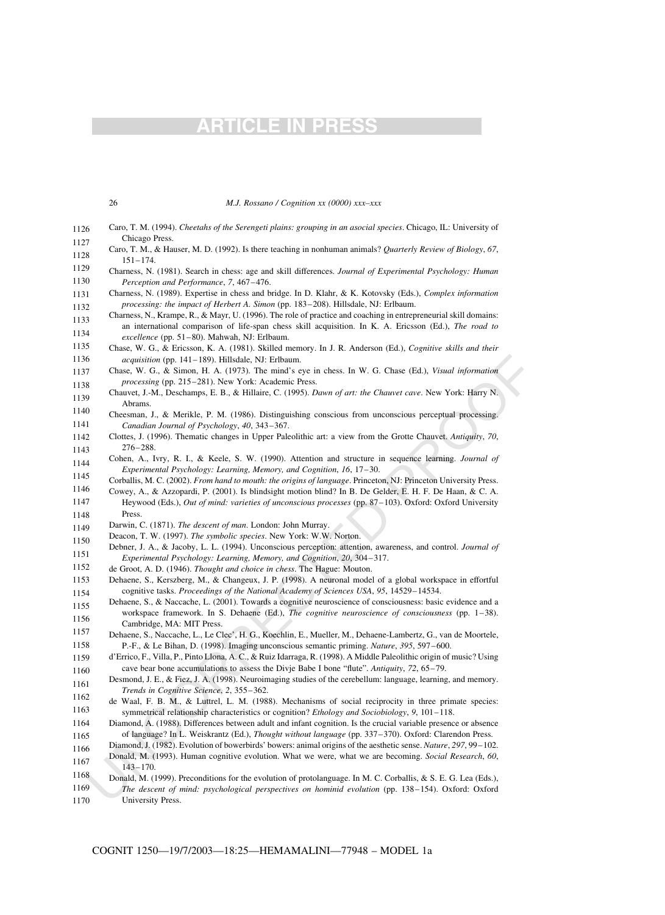Caro, T. M. (1994). *Cheetahs of the Serengeti plains: grouping in an asocial species*. Chicago, IL: University of Chicago Press.

Caro, T. M., & Hauser, M. D. (1992). Is there teaching in nonhuman animals? *Quarterly Review of Biology*, *67*, 151–174.

Charness, N. (1981). Search in chess: age and skill differences. *Journal of Experimental Psychology: Human Perception and Performance*, *7*, 467–476.

Charness, N. (1989). Expertise in chess and bridge. In D. Klahr, & K. Kotovsky (Eds.), *Complex information processing: the impact of Herbert A. Simon* (pp. 183–208). Hillsdale, NJ: Erlbaum.

Charness, N., Krampe, R., & Mayr, U. (1996). The role of practice and coaching in entrepreneurial skill domains: an international comparison of life-span chess skill acquisition. In K. A. Ericsson (Ed.), *The road to excellence* (pp. 51–80). Mahwah, NJ: Erlbaum.

Chase, W. G., & Ericsson, K. A. (1981). Skilled memory. In J. R. Anderson (Ed.), *Cognitive skills and their acquisition* (pp. 141–189). Hillsdale, NJ: Erlbaum.

Chase, W. G., & Simon, H. A. (1973). The mind's eye in chess. In W. G. Chase (Ed.), *Visual information processing* (pp. 215–281). New York: Academic Press.

Chauvet, J.-M., Deschamps, E. B., & Hillaire, C. (1995). *Dawn of art: the Chauvet cave*. New York: Harry N. Abrams.

Cheesman, J., & Merikle, P. M. (1986). Distinguishing conscious from unconscious perceptual processing. *Canadian Journal of Psychology*, *40*, 343–367.

Clottes, J. (1996). Thematic changes in Upper Paleolithic art: a view from the Grotte Chauvet. *Antiquity*, *70*, 276–288.

Cohen, A., Ivry, R. I., & Keele, S. W. (1990). Attention and structure in sequence learning. *Journal of Experimental Psychology: Learning, Memory, and Cognition*, *16*, 17–30.

Corballis, M. C. (2002). *From hand to mouth: the origins of language*. Princeton, NJ: Princeton University Press.

Cowey, A., & Azzopardi, P. (2001). Is blindsight motion blind? In B. De Gelder, E. H. F. De Haan, & C. A. Heywood (Eds.), *Out of mind: varieties of unconscious processes* (pp. 87–103). Oxford: Oxford University Press.

Darwin, C. (1871). *The descent of man*. London: John Murray.

Deacon, T. W. (1997). *The symbolic species*. New York: W.W. Norton.

Debner, J. A., & Jacoby, L. L. (1994). Unconscious perception: attention, awareness, and control. *Journal of Experimental Psychology: Learning, Memory, and Cognition*, *20*, 304–317.

de Groot, A. D. (1946). *Thought and choice in chess*. The Hague: Mouton.

Dehaene, S., Kerszberg, M., & Changeux, J. P. (1998). A neuronal model of a global workspace in effortful cognitive tasks. *Proceedings of the National Academy of Sciences USA*, *95*, 14529–14534.

Dehaene, S., & Naccache, L. (2001). Towards a cognitive neuroscience of consciousness: basic evidence and a workspace framework. In S. Dehaene (Ed.), *The cognitive neuroscience of consciousness* (pp. 1–38). Cambridge, MA: MIT Press.

Dehaene, S., Naccache, L., Le Clec', H. G., Koechlin, E., Mueller, M., Dehaene-Lambertz, G., van de Moortele, P.-F., & Le Bihan, D. (1998). Imaging unconscious semantic priming. *Nature*, *395*, 597–600.

d'Errico, F., Villa, P., Pinto Llona, A. C., & Ruiz Idarraga, R. (1998). A Middle Paleolithic origin of music? Using cave bear bone accumulations to assess the Divje Babe I bone "flute". *Antiquity*, *72*, 65–79.

Desmond, J. E., & Fiez, J. A. (1998). Neuroimaging studies of the cerebellum: language, learning, and memory. *Trends in Cognitive Science*, *2*, 355–362.

de Waal, F. B. M., & Luttrel, L. M. (1988). Mechanisms of social reciprocity in three primate species: symmetrical relationship characteristics or cognition? *Ethology and Sociobiology*, *9*, 101–118.

Diamond, A. (1988). Differences between adult and infant cognition. Is the crucial variable presence or absence of language? In L. Weiskrantz (Ed.), *Thought without language* (pp. 337–370). Oxford: Clarendon Press.

Diamond, J. (1982). Evolution of bowerbirds' bowers: animal origins of the aesthetic sense. *Nature*, *297*, 99–102.

Donald, M. (1993). Human cognitive evolution. What we were, what we are becoming. *Social Research*, *60*, 143–170.

Donald, M. (1999). Preconditions for the evolution of protolanguage. In M. C. Corballis, & S. E. G. Lea (Eds.), *The descent of mind: psychological perspectives on hominid evolution* (pp. 138–154). Oxford: Oxford University Press.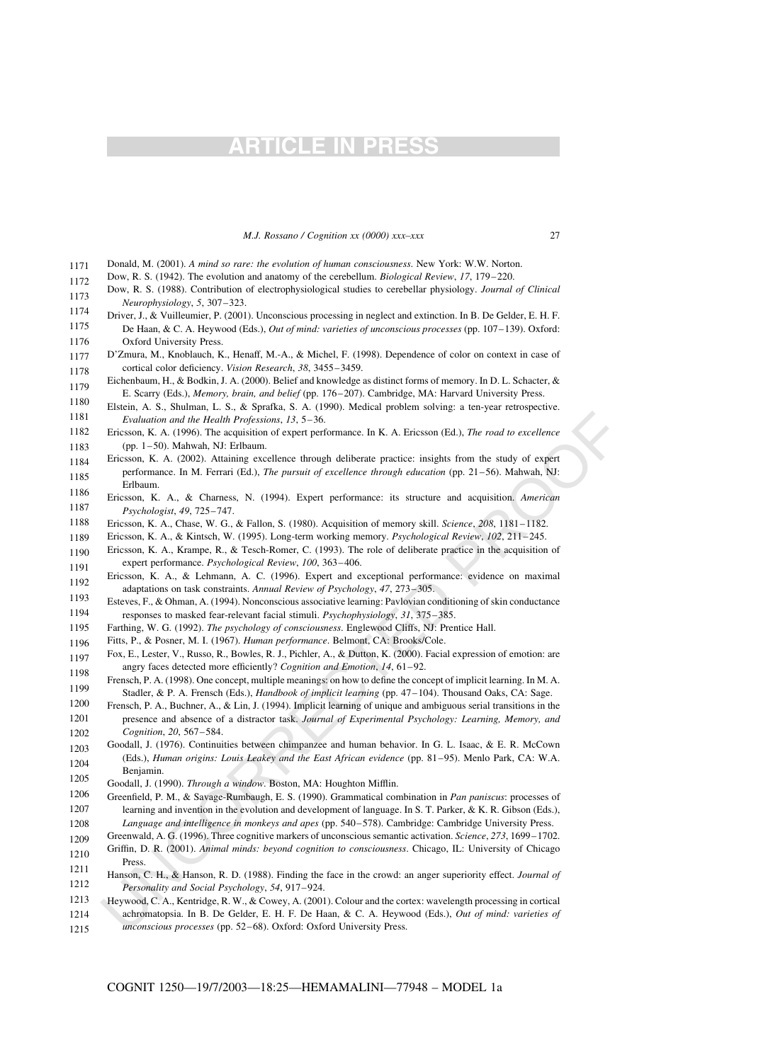Donald, M. (2001). *A mind so rare: the evolution of human consciousness*. New York: W.W. Norton.

Dow, R. S. (1942). The evolution and anatomy of the cerebellum. *Biological Review*, *17*, 179–220.

Dow, R. S. (1988). Contribution of electrophysiological studies to cerebellar physiology. *Journal of Clinical Neurophysiology*, *5*, 307–323.

Driver, J., & Vuilleumier, P. (2001). Unconscious processing in neglect and extinction. In B. De Gelder, E. H. F. De Haan, & C. A. Heywood (Eds.), *Out of mind: varieties of unconscious processes* (pp. 107–139). Oxford: Oxford University Press.

D'Zmura, M., Knoblauch, K., Henaff, M.-A., & Michel, F. (1998). Dependence of color on context in case of cortical color deficiency. *Vision Research*, *38*, 3455–3459.

Eichenbaum, H., & Bodkin, J. A. (2000). Belief and knowledge as distinct forms of memory. In D. L. Schacter, & E. Scarry (Eds.), *Memory, brain, and belief* (pp. 176–207). Cambridge, MA: Harvard University Press.

Elstein, A. S., Shulman, L. S., & Sprafka, S. A. (1990). Medical problem solving: a ten-year retrospective. *Evaluation and the Health Professions*, *13*, 5–36.

Ericsson, K. A. (1996). The acquisition of expert performance. In K. A. Ericsson (Ed.), *The road to excellence* (pp. 1–50). Mahwah, NJ: Erlbaum.

Ericsson, K. A. (2002). Attaining excellence through deliberate practice: insights from the study of expert performance. In M. Ferrari (Ed.), *The pursuit of excellence through education* (pp. 21–56). Mahwah, NJ: Erlbaum.

Ericsson, K. A., & Charness, N. (1994). Expert performance: its structure and acquisition. *American Psychologist*, *49*, 725–747.

Ericsson, K. A., Chase, W. G., & Fallon, S. (1980). Acquisition of memory skill. *Science*, *208*, 1181–1182.

Ericsson, K. A., & Kintsch, W. (1995). Long-term working memory. *Psychological Review*, *102*, 211–245.

Ericsson, K. A., Krampe, R., & Tesch-Romer, C. (1993). The role of deliberate practice in the acquisition of expert performance. *Psychological Review*, *100*, 363–406.

Ericsson, K. A., & Lehmann, A. C. (1996). Expert and exceptional performance: evidence on maximal adaptations on task constraints. *Annual Review of Psychology*, *47*, 273–305.

Esteves, F., & Ohman, A. (1994). Nonconscious associative learning: Pavlovian conditioning of skin conductance responses to masked fear-relevant facial stimuli. *Psychophysiology*, *31*, 375–385.

Farthing, W. G. (1992). *The psychology of consciousness*. Englewood Cliffs, NJ: Prentice Hall.

Fitts, P., & Posner, M. I. (1967). *Human performance*. Belmont, CA: Brooks/Cole.

Fox, E., Lester, V., Russo, R., Bowles, R. J., Pichler, A., & Dutton, K. (2000). Facial expression of emotion: are angry faces detected more efficiently? *Cognition and Emotion*, *14*, 61–92.

Frensch, P. A. (1998). One concept, multiple meanings: on how to define the concept of implicit learning. In M. A. Stadler, & P. A. Frensch (Eds.), *Handbook of implicit learning* (pp. 47–104). Thousand Oaks, CA: Sage.

Frensch, P. A., Buchner, A., & Lin, J. (1994). Implicit learning of unique and ambiguous serial transitions in the presence and absence of a distractor task. *Journal of Experimental Psychology: Learning, Memory, and Cognition*, *20*, 567–584.

Goodall, J. (1976). Continuities between chimpanzee and human behavior. In G. L. Isaac, & E. R. McCown (Eds.), *Human origins: Louis Leakey and the East African evidence* (pp. 81–95). Menlo Park, CA: W.A. Benjamin.

Goodall, J. (1990). *Through a window*. Boston, MA: Houghton Mifflin.

Greenfield, P. M., & Savage-Rumbaugh, E. S. (1990). Grammatical combination in *Pan paniscus*: processes of learning and invention in the evolution and development of language. In S. T. Parker, & K. R. Gibson (Eds.), *Language and intelligence in monkeys and apes* (pp. 540–578). Cambridge: Cambridge University Press.

Greenwald, A. G. (1996). Three cognitive markers of unconscious semantic activation. *Science*, *273*, 1699–1702.

Griffin, D. R. (2001). *Animal minds: beyond cognition to consciousness*. Chicago, IL: University of Chicago Press.

Hanson, C. H., & Hanson, R. D. (1988). Finding the face in the crowd: an anger superiority effect. *Journal of Personality and Social Psychology*, *54*, 917–924.

Heywood, C. A., Kentridge, R. W., & Cowey, A. (2001). Colour and the cortex: wavelength processing in cortical achromatopsia. In B. De Gelder, E. H. F. De Haan, & C. A. Heywood (Eds.), *Out of mind: varieties of unconscious processes* (pp. 52–68). Oxford: Oxford University Press.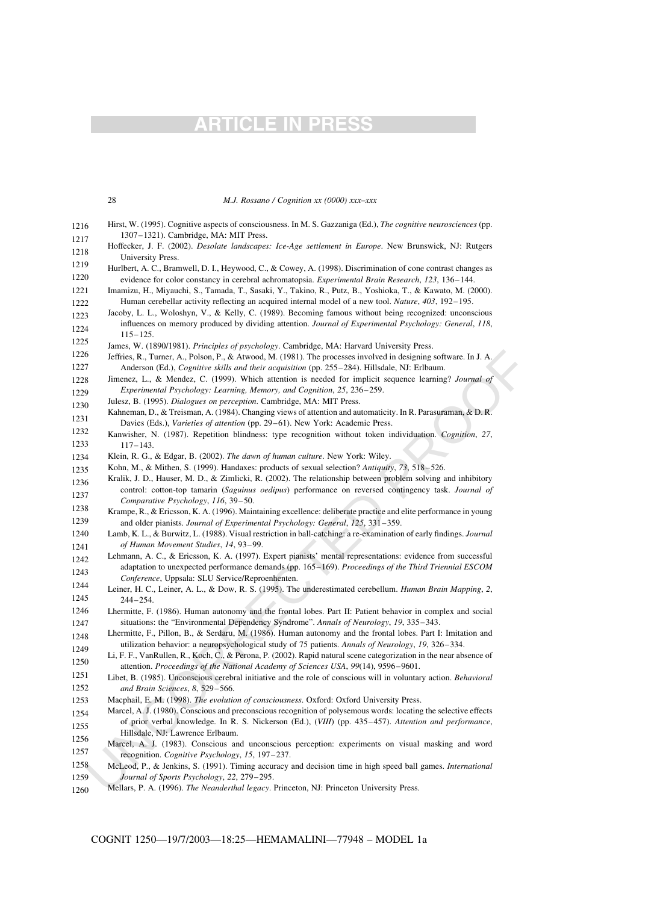Hirst, W. (1995). Cognitive aspects of consciousness. In M. S. Gazzaniga (Ed.), *The cognitive neurosciences* (pp. 1307–1321). Cambridge, MA: MIT Press.

Hoffecker, J. F. (2002). *Desolate landscapes: Ice-Age settlement in Europe*. New Brunswick, NJ: Rutgers University Press.

Hurlbert, A. C., Bramwell, D. I., Heywood, C., & Cowey, A. (1998). Discrimination of cone contrast changes as evidence for color constancy in cerebral achromatopsia. *Experimental Brain Research*, *123*, 136–144.

Imamizu, H., Miyauchi, S., Tamada, T., Sasaki, Y., Takino, R., Putz, B., Yoshioka, T., & Kawato, M. (2000). Human cerebellar activity reflecting an acquired internal model of a new tool. *Nature*, *403*, 192–195.

Jacoby, L. L., Woloshyn, V., & Kelly, C. (1989). Becoming famous without being recognized: unconscious influences on memory produced by dividing attention. *Journal of Experimental Psychology: General*, *118*, 115–125.

James, W. (1890/1981). *Principles of psychology*. Cambridge, MA: Harvard University Press.

Jeffries, R., Turner, A., Polson, P., & Atwood, M. (1981). The processes involved in designing software. In J. A. Anderson (Ed.), *Cognitive skills and their acquisition* (pp. 255–284). Hillsdale, NJ: Erlbaum.

Jimenez, L., & Mendez, C. (1999). Which attention is needed for implicit sequence learning? *Journal of Experimental Psychology: Learning, Memory, and Cognition*, *25*, 236–259.

Julesz, B. (1995). *Dialogues on perception*. Cambridge, MA: MIT Press.

Kahneman, D., & Treisman, A. (1984). Changing views of attention and automaticity. In R. Parasuraman, & D. R. Davies (Eds.), *Varieties of attention* (pp. 29–61). New York: Academic Press.

Kanwisher, N. (1987). Repetition blindness: type recognition without token individuation. *Cognition*, *27*, 117–143.

Klein, R. G., & Edgar, B. (2002). *The dawn of human culture*. New York: Wiley.

Kohn, M., & Mithen, S. (1999). Handaxes: products of sexual selection? *Antiquity*, *73*, 518–526.

Kralik, J. D., Hauser, M. D., & Zimlicki, R. (2002). The relationship between problem solving and inhibitory control: cotton-top tamarin (*Saguinus oedipus*) performance on reversed contingency task. *Journal of Comparative Psychology*, *116*, 39–50.

Krampe, R., & Ericsson, K. A. (1996). Maintaining excellence: deliberate practice and elite performance in young and older pianists. *Journal of Experimental Psychology: General*, *125*, 331–359.

Lamb, K. L., & Burwitz, L. (1988). Visual restriction in ball-catching: a re-examination of early findings. *Journal of Human Movement Studies*, *14*, 93–99.

Lehmann, A. C., & Ericsson, K. A. (1997). Expert pianists' mental representations: evidence from successful adaptation to unexpected performance demands (pp. 165–169). *Proceedings of the Third Triennial ESCOM Conference*, Uppsala: SLU Service/Reproenhenten.

Leiner, H. C., Leiner, A. L., & Dow, R. S. (1995). The underestimated cerebellum. *Human Brain Mapping*, *2*, 244–254.

Lhermitte, F. (1986). Human autonomy and the frontal lobes. Part II: Patient behavior in complex and social situations: the "Environmental Dependency Syndrome". *Annals of Neurology*, *19*, 335–343.

Lhermitte, F., Pillon, B., & Serdaru, M. (1986). Human autonomy and the frontal lobes. Part I: Imitation and utilization behavior: a neuropsychological study of 75 patients. *Annals of Neurology*, *19*, 326–334.

Li, F. F., VanRullen, R., Koch, C., & Perona, P. (2002). Rapid natural scene categorization in the near absence of attention. *Proceedings of the National Academy of Sciences USA*, *99*(14), 9596–9601.

Libet, B. (1985). Unconscious cerebral initiative and the role of conscious will in voluntary action. *Behavioral and Brain Sciences*, *8*, 529–566.

Macphail, E. M. (1998). *The evolution of consciousness*. Oxford: Oxford University Press.

Marcel, A. J. (1980). Conscious and preconscious recognition of polysemous words: locating the selective effects of prior verbal knowledge. In R. S. Nickerson (Ed.), (*VIII*) (pp. 435–457). *Attention and performance*, Hillsdale, NJ: Lawrence Erlbaum.

Marcel, A. J. (1983). Conscious and unconscious perception: experiments on visual masking and word recognition. *Cognitive Psychology*, *15*, 197–237.

McLeod, P., & Jenkins, S. (1991). Timing accuracy and decision time in high speed ball games. *International Journal of Sports Psychology*, *22*, 279–295.

Mellars, P. A. (1996). *The Neanderthal legacy*. Princeton, NJ: Princeton University Press.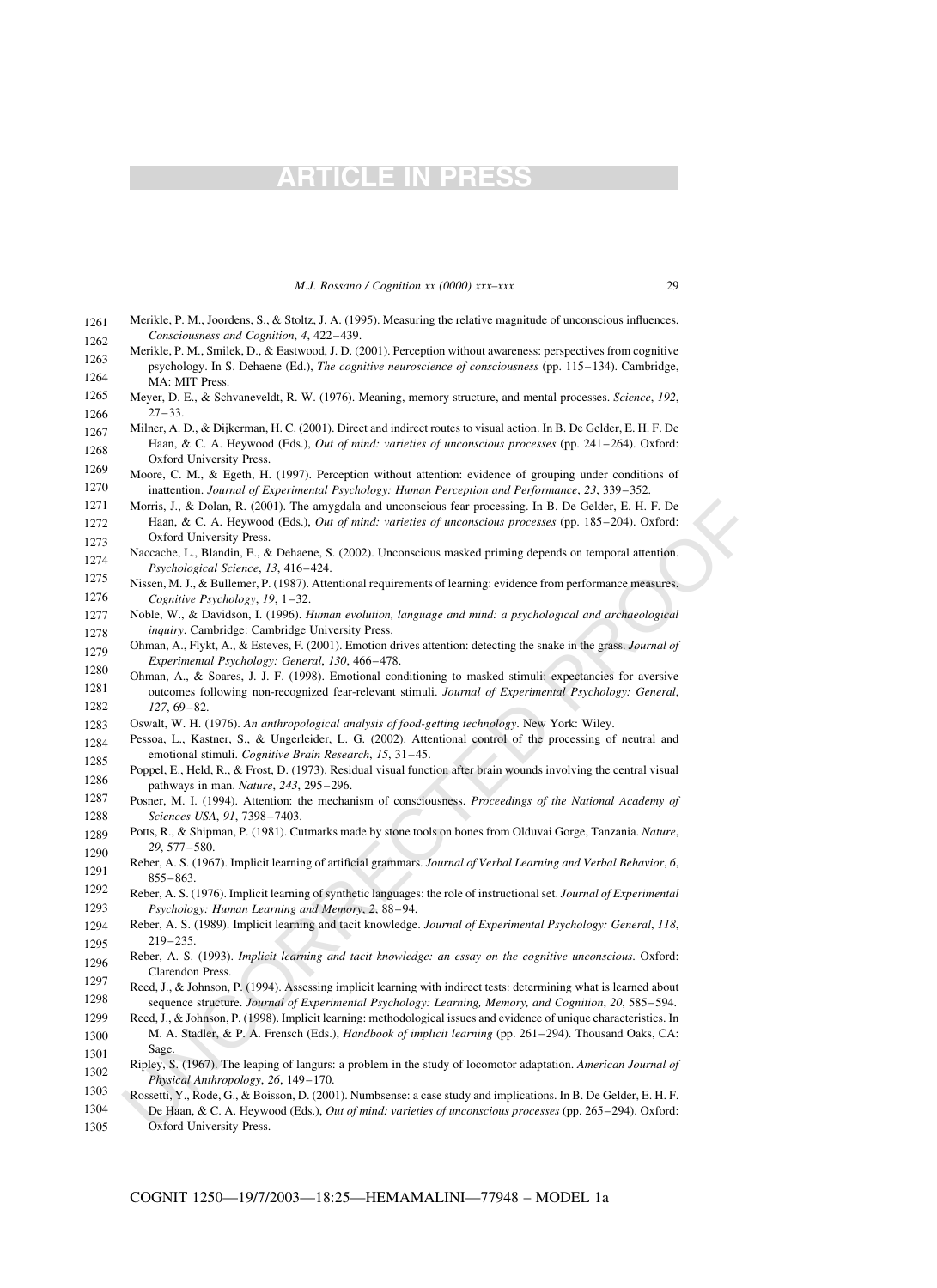Merikle, P. M., Joordens, S., & Stoltz, J. A. (1995). Measuring the relative magnitude of unconscious influences. *Consciousness and Cognition*, *4*, 422–439.

Merikle, P. M., Smilek, D., & Eastwood, J. D. (2001). Perception without awareness: perspectives from cognitive psychology. In S. Dehaene (Ed.), *The cognitive neuroscience of consciousness* (pp. 115–134). Cambridge, MA: MIT Press.

Meyer, D. E., & Schvaneveldt, R. W. (1976). Meaning, memory structure, and mental processes. *Science*, *192*, 27–33.

Milner, A. D., & Dijkerman, H. C. (2001). Direct and indirect routes to visual action. In B. De Gelder, E. H. F. De Haan, & C. A. Heywood (Eds.), *Out of mind: varieties of unconscious processes* (pp. 241–264). Oxford: Oxford University Press.

Moore, C. M., & Egeth, H. (1997). Perception without attention: evidence of grouping under conditions of inattention. *Journal of Experimental Psychology: Human Perception and Performance*, *23*, 339–352.

Morris, J., & Dolan, R. (2001). The amygdala and unconscious fear processing. In B. De Gelder, E. H. F. De Haan, & C. A. Heywood (Eds.), *Out of mind: varieties of unconscious processes* (pp. 185–204). Oxford: Oxford University Press.

Naccache, L., Blandin, E., & Dehaene, S. (2002). Unconscious masked priming depends on temporal attention. *Psychological Science*, *13*, 416–424.

Nissen, M. J., & Bullemer, P. (1987). Attentional requirements of learning: evidence from performance measures. *Cognitive Psychology*, *19*, 1–32.

Noble, W., & Davidson, I. (1996). *Human evolution, language and mind: a psychological and archaeological inquiry*. Cambridge: Cambridge University Press.

Ohman, A., Flykt, A., & Esteves, F. (2001). Emotion drives attention: detecting the snake in the grass. *Journal of Experimental Psychology: General*, *130*, 466–478.

Ohman, A., & Soares, J. J. F. (1998). Emotional conditioning to masked stimuli: expectancies for aversive outcomes following non-recognized fear-relevant stimuli. *Journal of Experimental Psychology: General*, *127*, 69–82.

Oswalt, W. H. (1976). *An anthropological analysis of food-getting technology*. New York: Wiley.

Pessoa, L., Kastner, S., & Ungerleider, L. G. (2002). Attentional control of the processing of neutral and emotional stimuli. *Cognitive Brain Research*, *15*, 31–45.

Poppel, E., Held, R., & Frost, D. (1973). Residual visual function after brain wounds involving the central visual pathways in man. *Nature*, *243*, 295–296.

Posner, M. I. (1994). Attention: the mechanism of consciousness. *Proceedings of the National Academy of Sciences USA*, *91*, 7398–7403.

Potts, R., & Shipman, P. (1981). Cutmarks made by stone tools on bones from Olduvai Gorge, Tanzania. *Nature*, *29*, 577–580.

Reber, A. S. (1967). Implicit learning of artificial grammars. *Journal of Verbal Learning and Verbal Behavior*, *6*, 855–863.

Reber, A. S. (1976). Implicit learning of synthetic languages: the role of instructional set. *Journal of Experimental Psychology: Human Learning and Memory*, *2*, 88–94.

Reber, A. S. (1989). Implicit learning and tacit knowledge. *Journal of Experimental Psychology: General*, *118*, 219–235.

Reber, A. S. (1993). *Implicit learning and tacit knowledge: an essay on the cognitive unconscious*. Oxford: Clarendon Press.

Reed, J., & Johnson, P. (1994). Assessing implicit learning with indirect tests: determining what is learned about sequence structure. *Journal of Experimental Psychology: Learning, Memory, and Cognition*, *20*, 585–594.

Reed, J., & Johnson, P. (1998). Implicit learning: methodological issues and evidence of unique characteristics. In M. A. Stadler, & P. A. Frensch (Eds.), *Handbook of implicit learning* (pp. 261–294). Thousand Oaks, CA: Sage.

Ripley, S. (1967). The leaping of langurs: a problem in the study of locomotor adaptation. *American Journal of Physical Anthropology*, *26*, 149–170.

Rossetti, Y., Rode, G., & Boisson, D. (2001). Numbsense: a case study and implications. In B. De Gelder, E. H. F. De Haan, & C. A. Heywood (Eds.), *Out of mind: varieties of unconscious processes* (pp. 265–294). Oxford: Oxford University Press.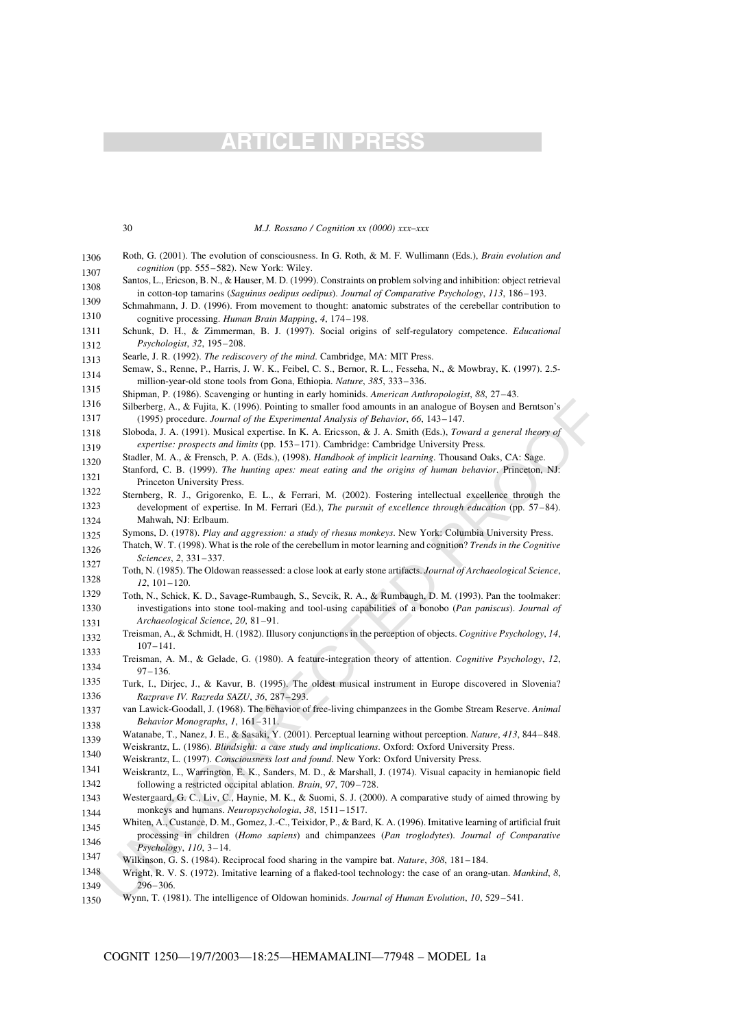Roth, G. (2001). The evolution of consciousness. In G. Roth, & M. F. Wullimann (Eds.), *Brain evolution and cognition* (pp. 555–582). New York: Wiley.

Santos, L., Ericson, B. N., & Hauser, M. D. (1999). Constraints on problem solving and inhibition: object retrieval in cotton-top tamarins (*Saguinus oedipus oedipus*). *Journal of Comparative Psychology*, *113*, 186–193.

Schmahmann, J. D. (1996). From movement to thought: anatomic substrates of the cerebellar contribution to cognitive processing. *Human Brain Mapping*, *4*, 174–198.

Schunk, D. H., & Zimmerman, B. J. (1997). Social origins of self-regulatory competence. *Educational Psychologist*, *32*, 195–208.

Searle, J. R. (1992). *The rediscovery of the mind*. Cambridge, MA: MIT Press.

Semaw, S., Renne, P., Harris, J. W. K., Feibel, C. S., Bernor, R. L., Fesseha, N., & Mowbray, K. (1997). 2.5-million-year-old stone tools from Gona, Ethiopia. *Nature*, *385*, 333–336.

Shipman, P. (1986). Scavenging or hunting in early hominids. *American Anthropologist*, *88*, 27–43.

Silberberg, A., & Fujita, K. (1996). Pointing to smaller food amounts in an analogue of Boysen and Berntson's (1995) procedure. *Journal of the Experimental Analysis of Behavior*, *66*, 143–147.

Sloboda, J. A. (1991). Musical expertise. In K. A. Ericsson, & J. A. Smith (Eds.), *Toward a general theory of expertise: prospects and limits* (pp. 153–171). Cambridge: Cambridge University Press.

Stadler, M. A., & Frensch, P. A. (Eds.), (1998). *Handbook of implicit learning*. Thousand Oaks, CA: Sage.

Stanford, C. B. (1999). *The hunting apes: meat eating and the origins of human behavior*. Princeton, NJ: Princeton University Press.

Sternberg, R. J., Grigorenko, E. L., & Ferrari, M. (2002). Fostering intellectual excellence through the development of expertise. In M. Ferrari (Ed.), *The pursuit of excellence through education* (pp. 57–84). Mahwah, NJ: Erlbaum.

Symons, D. (1978). *Play and aggression: a study of rhesus monkeys*. New York: Columbia University Press.

Thatch, W. T. (1998). What is the role of the cerebellum in motor learning and cognition? *Trends in the Cognitive Sciences*, *2*, 331–337.

Toth, N. (1985). The Oldowan reassessed: a close look at early stone artifacts. *Journal of Archaeological Science*, *12*, 101–120.

Toth, N., Schick, K. D., Savage-Rumbaugh, S., Sevcik, R. A., & Rumbaugh, D. M. (1993). Pan the toolmaker: investigations into stone tool-making and tool-using capabilities of a bonobo (*Pan paniscus*). *Journal of Archaeological Science*, *20*, 81–91.

Treisman, A., & Schmidt, H. (1982). Illusory conjunctions in the perception of objects. *Cognitive Psychology*, *14*, 107–141.

Treisman, A. M., & Gelade, G. (1980). A feature-integration theory of attention. *Cognitive Psychology*, *12*, 97–136.

Turk, I., Dirjec, J., & Kavur, B. (1995). The oldest musical instrument in Europe discovered in Slovenia? *Razprave IV. Razreda SAZU*, *36*, 287–293.

van Lawick-Goodall, J. (1968). The behavior of free-living chimpanzees in the Gombe Stream Reserve. *Animal Behavior Monographs*, *1*, 161–311.

Watanabe, T., Nanez, J. E., & Sasaki, Y. (2001). Perceptual learning without perception. *Nature*, *413*, 844–848.

Weiskrantz, L. (1986). *Blindsight: a case study and implications*. Oxford: Oxford University Press.

Weiskrantz, L. (1997). *Consciousness lost and found*. New York: Oxford University Press.

Weiskrantz, L., Warrington, E. K., Sanders, M. D., & Marshall, J. (1974). Visual capacity in hemianopic field following a restricted occipital ablation. *Brain*, *97*, 709–728.

Westergaard, G. C., Liv, C., Haynie, M. K., & Suomi, S. J. (2000). A comparative study of aimed throwing by monkeys and humans. *Neuropsychologia*, *38*, 1511–1517.

Whiten, A., Custance, D. M., Gomez, J.-C., Teixidor, P., & Bard, K. A. (1996). Imitative learning of artificial fruit processing in children (*Homo sapiens*) and chimpanzees (*Pan troglodytes*). *Journal of Comparative Psychology*, *110*, 3–14.

Wilkinson, G. S. (1984). Reciprocal food sharing in the vampire bat. *Nature*, *308*, 181–184.

Wright, R. V. S. (1972). Imitative learning of a flaked-tool technology: the case of an orang-utan. *Mankind*, *8*, 296–306.

Wynn, T. (1981). The intelligence of Oldowan hominids. *Journal of Human Evolution*, *10*, 529–541.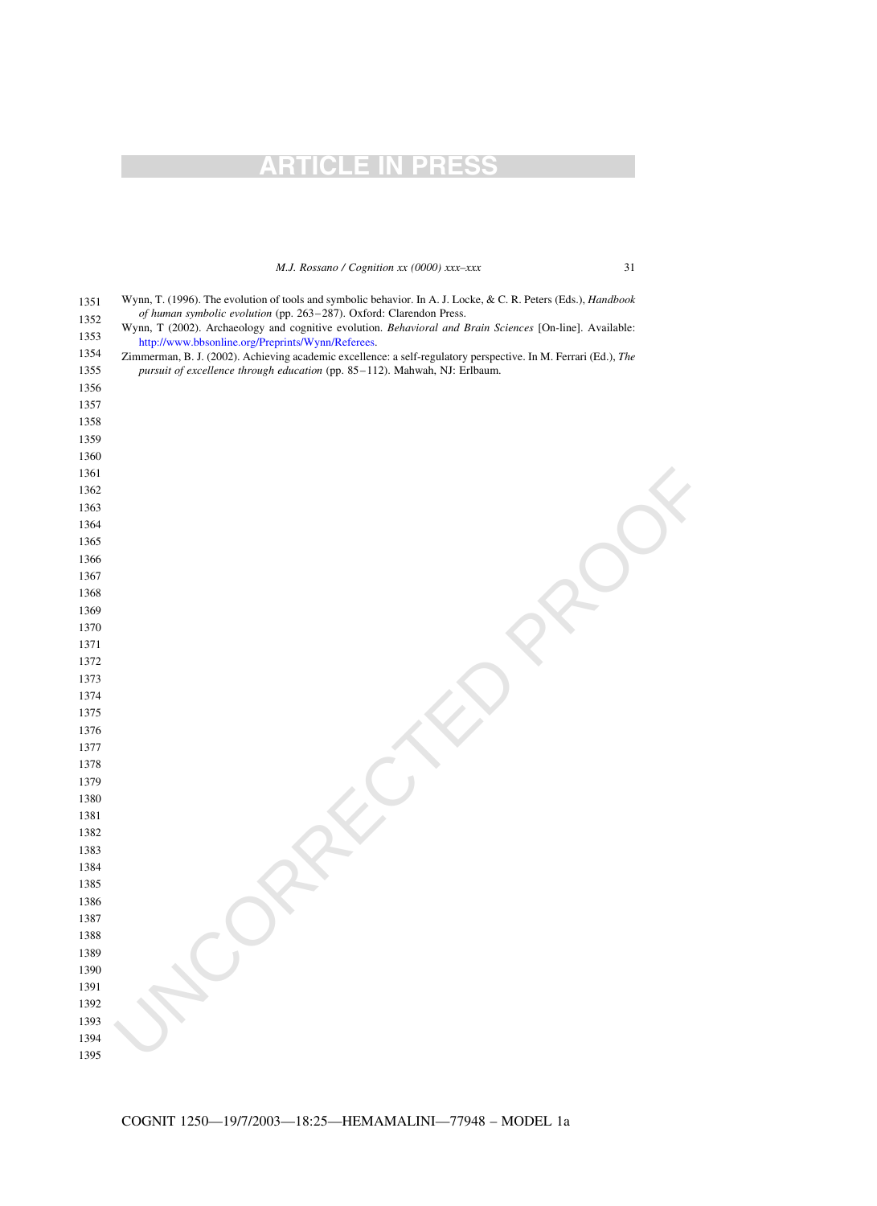Wynn, T. (1996). The evolution of tools and symbolic behavior. In A. J. Locke, & C. R. Peters (Eds.), *Handbook of human symbolic evolution* (pp. 263–287). Oxford: Clarendon Press.

Wynn, T (2002). Archaeology and cognitive evolution. *Behavioral and Brain Sciences* [On-line]. Available: http://www.bbsonline.org/Preprints/Wynn/Referees.

Zimmerman, B. J. (2002). Achieving academic excellence: a self-regulatory perspective. In M. Ferrari (Ed.), *The pursuit of excellence through education* (pp. 85–112). Mahwah, NJ: Erlbaum.